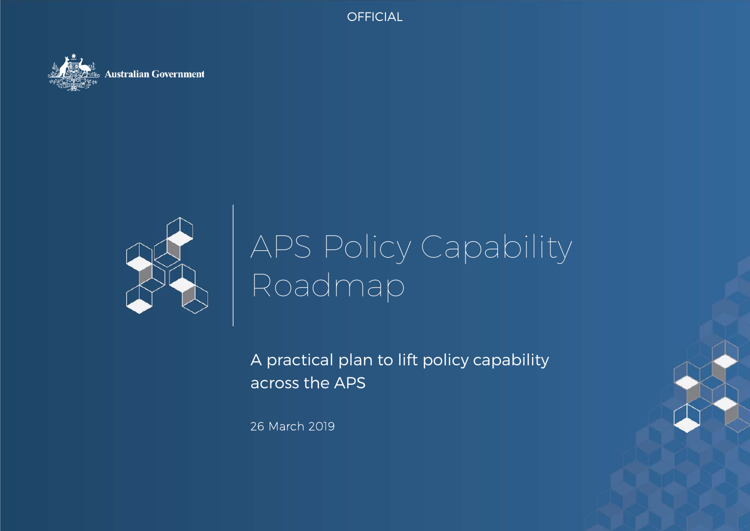OFFICIAL

Australian Government

# APS Policy Capability Roadmap

A practical plan to lift policy capability across the APS

26 March 2019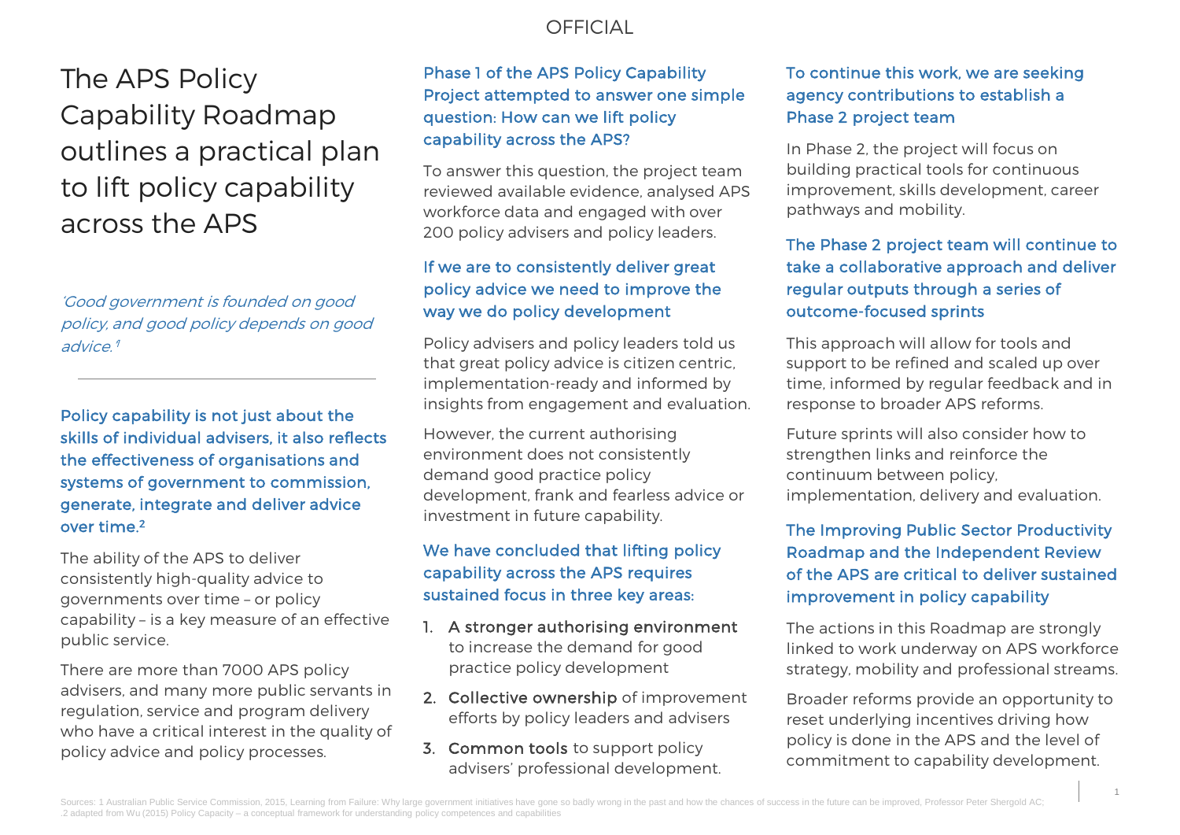# The APS Policy Capability Roadmap outlines a practical plan to lift policy capability across the APS

*'Good government is founded on good policy, and good policy depends on good advice.'*[1]

---

### Policy capability is not just about the skills of individual advisers, it also reflects the effectiveness of organisations and systems of government to commission, generate, integrate and deliver advice over time.[2]

The ability of the APS to deliver consistently high-quality advice to governments over time – or policy capability – is a key measure of an effective public service.

There are more than 7000 APS policy advisers, and many more public servants in regulation, service and program delivery who have a critical interest in the quality of policy advice and policy processes.

### Phase 1 of the APS Policy Capability Project attempted to answer one simple question: How can we lift policy capability across the APS?

To answer this question, the project team reviewed available evidence, analysed APS workforce data and engaged with over 200 policy advisers and policy leaders.

### If we are to consistently deliver great policy advice we need to improve the way we do policy development

Policy advisers and policy leaders told us that great policy advice is citizen centric, implementation-ready and informed by insights from engagement and evaluation.

However, the current authorising environment does not consistently demand good practice policy development, frank and fearless advice or investment in future capability.

### We have concluded that lifting policy capability across the APS requires sustained focus in three key areas:

1. **A stronger authorising environment** to increase the demand for good practice policy development
2. **Collective ownership** of improvement efforts by policy leaders and advisers
3. **Common tools** to support policy advisers' professional development.

### To continue this work, we are seeking agency contributions to establish a Phase 2 project team

In Phase 2, the project will focus on building practical tools for continuous improvement, skills development, career pathways and mobility.

### The Phase 2 project team will continue to take a collaborative approach and deliver regular outputs through a series of outcome-focused sprints

This approach will allow for tools and support to be refined and scaled up over time, informed by regular feedback and in response to broader APS reforms.

Future sprints will also consider how to strengthen links and reinforce the continuum between policy, implementation, delivery and evaluation.

### The Improving Public Sector Productivity Roadmap and the Independent Review of the APS are critical to deliver sustained improvement in policy capability

The actions in this Roadmap are strongly linked to work underway on APS workforce strategy, mobility and professional streams.

Broader reforms provide an opportunity to reset underlying incentives driving how policy is done in the APS and the level of commitment to capability development.

Sources: 1 Australian Public Service Commission, 2015. Learning from Failure: Why large government initiatives have gone so badly wrong in the past and how the chances of success in the future can be improved, Professor Peter Shergold AC; .2 adapted from Wu (2015) Policy Capacity – a conceptual framework for understanding policy competences and capabilities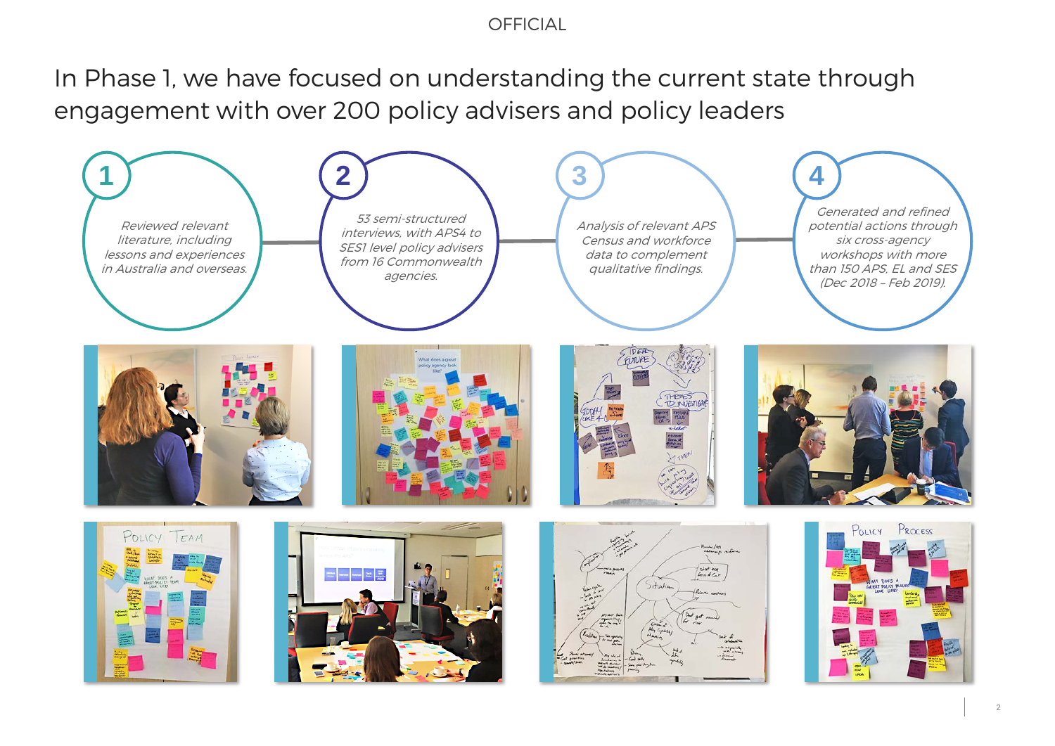# In Phase 1, we have focused on understanding the current state through engagement with over 200 policy advisers and policy leaders

**1**

*Reviewed relevant literature, including lessons and experiences in Australia and overseas.*

**2**

*53 semi-structured interviews, with APS4 to SES1 level policy advisers from 16 Commonwealth agencies.*

**3**

*Analysis of relevant APS Census and workforce data to complement qualitative findings.*

**4**

*Generated and refined potential actions through six cross-agency workshops with more than 150 APS, EL and SES (Dec 2018 – Feb 2019).*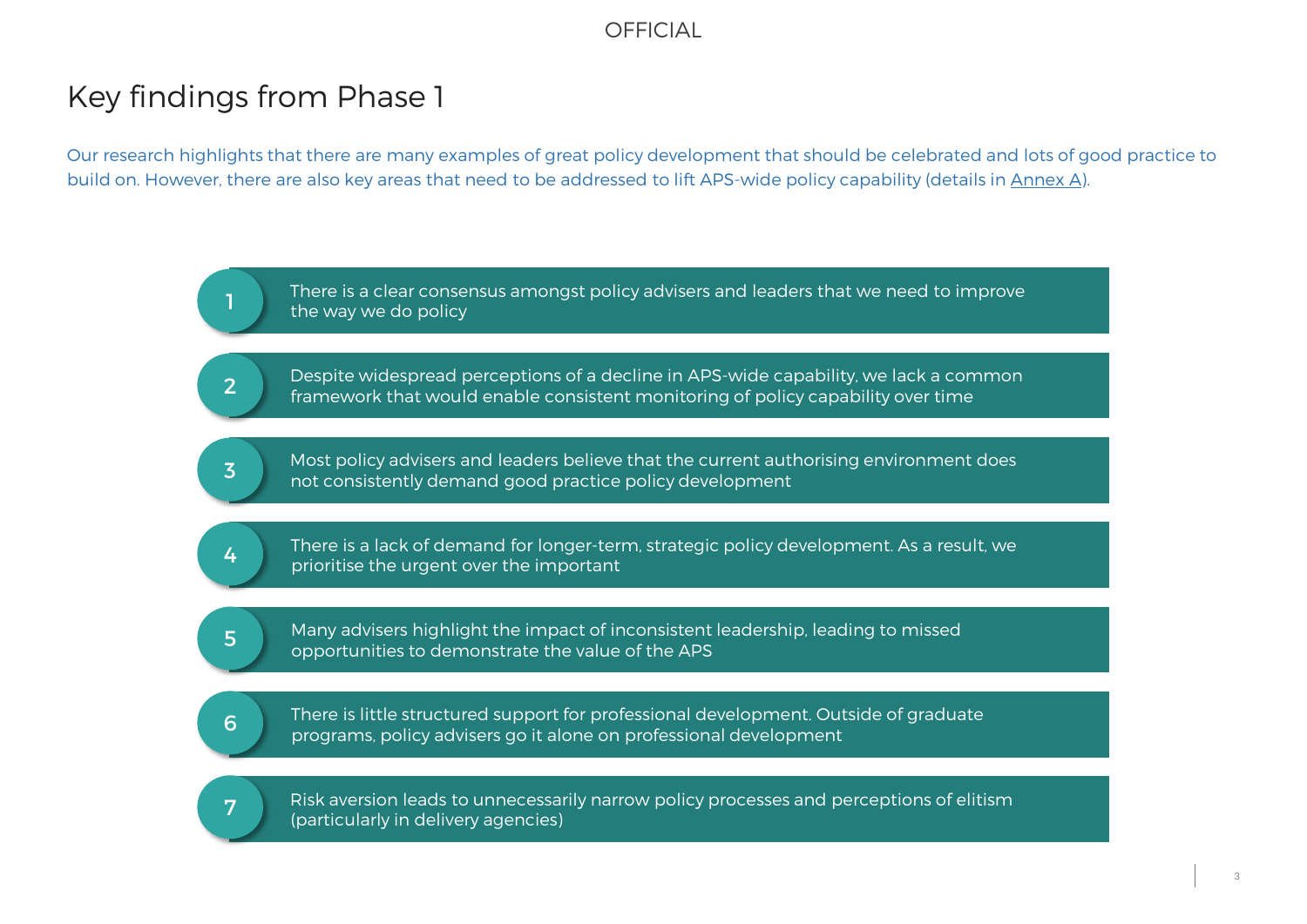# Key findings from Phase 1

Our research highlights that there are many examples of great policy development that should be celebrated and lots of good practice to build on. However, there are also key areas that need to be addressed to lift APS-wide policy capability (details in Annex A).

1. There is a clear consensus amongst policy advisers and leaders that we need to improve the way we do policy
2. Despite widespread perceptions of a decline in APS-wide capability, we lack a common framework that would enable consistent monitoring of policy capability over time
3. Most policy advisers and leaders believe that the current authorising environment does not consistently demand good practice policy development
4. There is a lack of demand for longer-term, strategic policy development. As a result, we prioritise the urgent over the important
5. Many advisers highlight the impact of inconsistent leadership, leading to missed opportunities to demonstrate the value of the APS
6. There is little structured support for professional development. Outside of graduate programs, policy advisers go it alone on professional development
7. Risk aversion leads to unnecessarily narrow policy processes and perceptions of elitism (particularly in delivery agencies)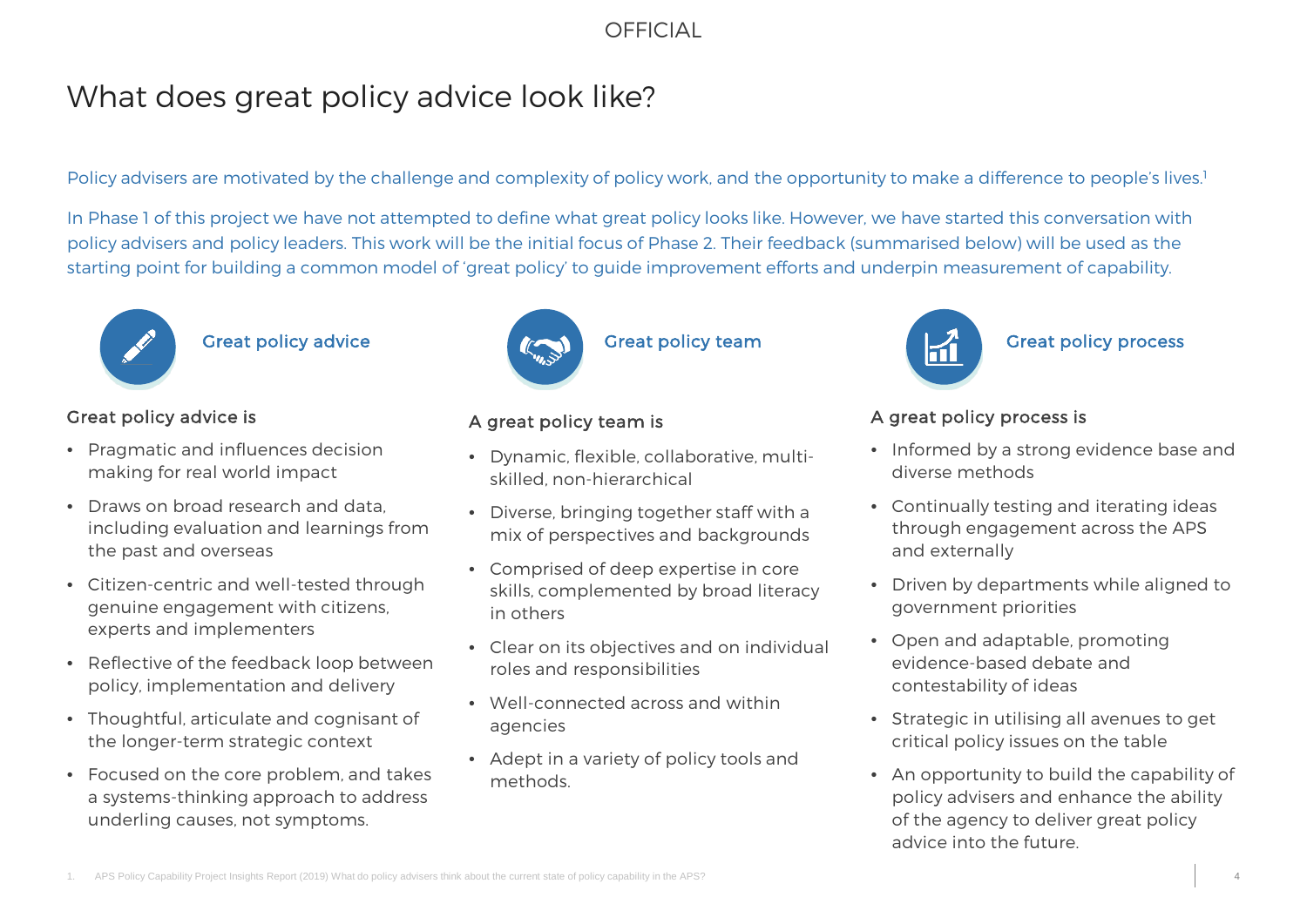# What does great policy advice look like?

Policy advisers are motivated by the challenge and complexity of policy work, and the opportunity to make a difference to people's lives.[1]

In Phase 1 of this project we have not attempted to define what great policy looks like. However, we have started this conversation with policy advisers and policy leaders. This work will be the initial focus of Phase 2. Their feedback (summarised below) will be used as the starting point for building a common model of 'great policy' to guide improvement efforts and underpin measurement of capability.

## Great policy advice

### Great policy advice is

- Pragmatic and influences decision making for real world impact
- Draws on broad research and data, including evaluation and learnings from the past and overseas
- Citizen-centric and well-tested through genuine engagement with citizens, experts and implementers
- Reflective of the feedback loop between policy, implementation and delivery
- Thoughtful, articulate and cognisant of the longer-term strategic context
- Focused on the core problem, and takes a systems-thinking approach to address underling causes, not symptoms.

## Great policy team

### A great policy team is

- Dynamic, flexible, collaborative, multi-skilled, non-hierarchical
- Diverse, bringing together staff with a mix of perspectives and backgrounds
- Comprised of deep expertise in core skills, complemented by broad literacy in others
- Clear on its objectives and on individual roles and responsibilities
- Well-connected across and within agencies
- Adept in a variety of policy tools and methods.

## Great policy process

### A great policy process is

- Informed by a strong evidence base and diverse methods
- Continually testing and iterating ideas through engagement across the APS and externally
- Driven by departments while aligned to government priorities
- Open and adaptable, promoting evidence-based debate and contestability of ideas
- Strategic in utilising all avenues to get critical policy issues on the table
- An opportunity to build the capability of policy advisers and enhance the ability of the agency to deliver great policy advice into the future.

1. APS Policy Capability Project Insights Report (2019) What do policy advisers think about the current state of policy capability in the APS?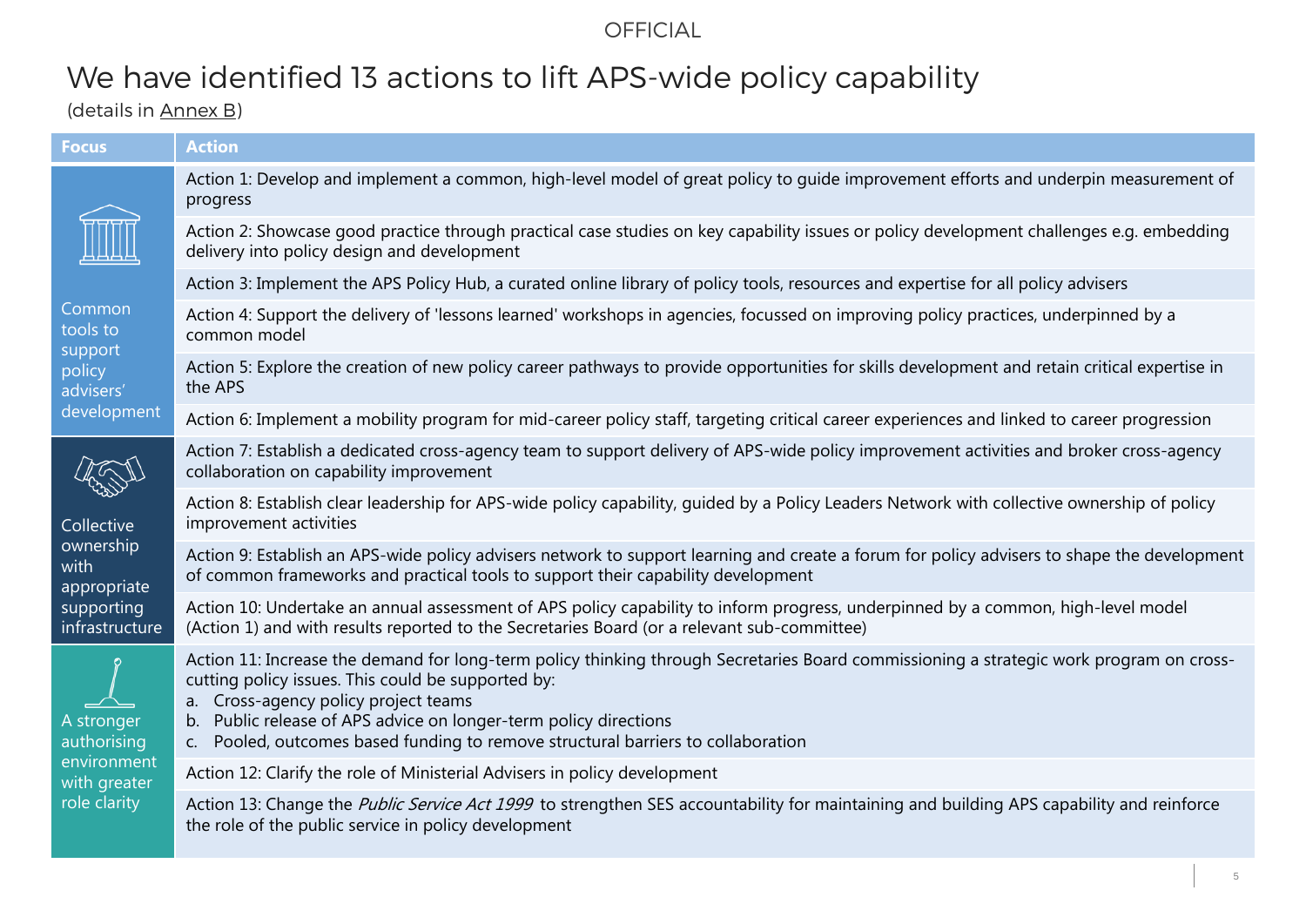# We have identified 13 actions to lift APS-wide policy capability

(details in Annex B)

| Focus | Action |
|---|---|
| Common tools to support policy advisers' development | Action 1: Develop and implement a common, high-level model of great policy to guide improvement efforts and underpin measurement of progress |
| | Action 2: Showcase good practice through practical case studies on key capability issues or policy development challenges e.g. embedding delivery into policy design and development |
| | Action 3: Implement the APS Policy Hub, a curated online library of policy tools, resources and expertise for all policy advisers |
| | Action 4: Support the delivery of 'lessons learned' workshops in agencies, focussed on improving policy practices, underpinned by a common model |
| | Action 5: Explore the creation of new policy career pathways to provide opportunities for skills development and retain critical expertise in the APS |
| | Action 6: Implement a mobility program for mid-career policy staff, targeting critical career experiences and linked to career progression |
| Collective ownership with appropriate supporting infrastructure | Action 7: Establish a dedicated cross-agency team to support delivery of APS-wide policy improvement activities and broker cross-agency collaboration on capability improvement |
| | Action 8: Establish clear leadership for APS-wide policy capability, guided by a Policy Leaders Network with collective ownership of policy improvement activities |
| | Action 9: Establish an APS-wide policy advisers network to support learning and create a forum for policy advisers to shape the development of common frameworks and practical tools to support their capability development |
| | Action 10: Undertake an annual assessment of APS policy capability to inform progress, underpinned by a common, high-level model (Action 1) and with results reported to the Secretaries Board (or a relevant sub-committee) |
| A stronger authorising environment with greater role clarity | Action 11: Increase the demand for long-term policy thinking through Secretaries Board commissioning a strategic work program on cross-cutting policy issues. This could be supported by:<br>a. Cross-agency policy project teams<br>b. Public release of APS advice on longer-term policy directions<br>c. Pooled, outcomes based funding to remove structural barriers to collaboration |
| | Action 12: Clarify the role of Ministerial Advisers in policy development |
| | Action 13: Change the *Public Service Act 1999* to strengthen SES accountability for maintaining and building APS capability and reinforce the role of the public service in policy development |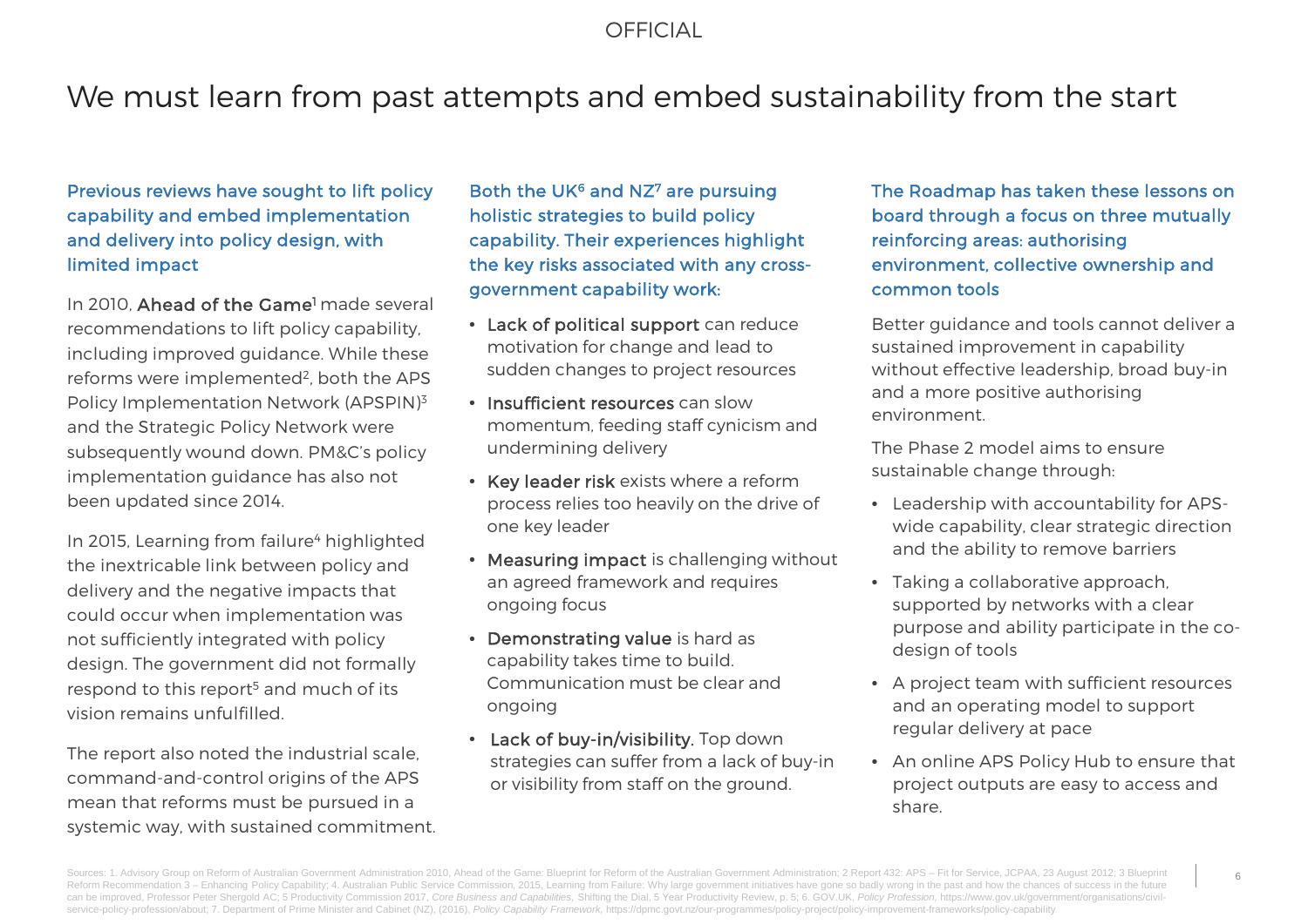# We must learn from past attempts and embed sustainability from the start

### Previous reviews have sought to lift policy capability and embed implementation and delivery into policy design, with limited impact

In 2010, **Ahead of the Game**[1] made several recommendations to lift policy capability, including improved guidance. While these reforms were implemented[2], both the APS Policy Implementation Network (APSPIN)[3] and the Strategic Policy Network were subsequently wound down. PM&C's policy implementation guidance has also not been updated since 2014.

In 2015, Learning from failure[4] highlighted the inextricable link between policy and delivery and the negative impacts that could occur when implementation was not sufficiently integrated with policy design. The government did not formally respond to this report[5] and much of its vision remains unfulfilled.

The report also noted the industrial scale, command-and-control origins of the APS mean that reforms must be pursued in a systemic way, with sustained commitment.

### Both the UK[6] and NZ[7] are pursuing holistic strategies to build policy capability. Their experiences highlight the key risks associated with any cross-government capability work:

- **Lack of political support** can reduce motivation for change and lead to sudden changes to project resources
- **Insufficient resources** can slow momentum, feeding staff cynicism and undermining delivery
- **Key leader risk** exists where a reform process relies too heavily on the drive of one key leader
- **Measuring impact** is challenging without an agreed framework and requires ongoing focus
- **Demonstrating value** is hard as capability takes time to build. Communication must be clear and ongoing
- **Lack of buy-in/visibility.** Top down strategies can suffer from a lack of buy-in or visibility from staff on the ground.

### The Roadmap has taken these lessons on board through a focus on three mutually reinforcing areas: authorising environment, collective ownership and common tools

Better guidance and tools cannot deliver a sustained improvement in capability without effective leadership, broad buy-in and a more positive authorising environment.

The Phase 2 model aims to ensure sustainable change through:

- Leadership with accountability for APS-wide capability, clear strategic direction and the ability to remove barriers
- Taking a collaborative approach, supported by networks with a clear purpose and ability participate in the co-design of tools
- A project team with sufficient resources and an operating model to support regular delivery at pace
- An online APS Policy Hub to ensure that project outputs are easy to access and share.

Sources: 1. Advisory Group on Reform of Australian Government Administration 2010, Ahead of the Game: Blueprint for Reform of the Australian Government Administration; 2 Report 432: APS – Fit for Service, JCPAA, 23 August 2012; 3 Blueprint Reform Recommendation 3 – Enhancing Policy Capability; 4. Australian Public Service Commission, 2015, Learning from Failure: Why large government initiatives have gone so badly wrong in the past and how the chances of success in the future can be improved, Professor Peter Shergold AC; 5 Productivity Commission 2017, *Core Business and Capabilities*, Shifting the Dial, 5 Year Productivity Review, p. 5; 6. GOV.UK, *Policy Profession*, https://www.gov.uk/government/organisations/civil-service-policy-profession/about; 7. Department of Prime Minister and Cabinet (NZ), (2016), *Policy Capability Framework*, https://dpmc.govt.nz/our-programmes/policy-project/policy-improvement-frameworks/policy-capability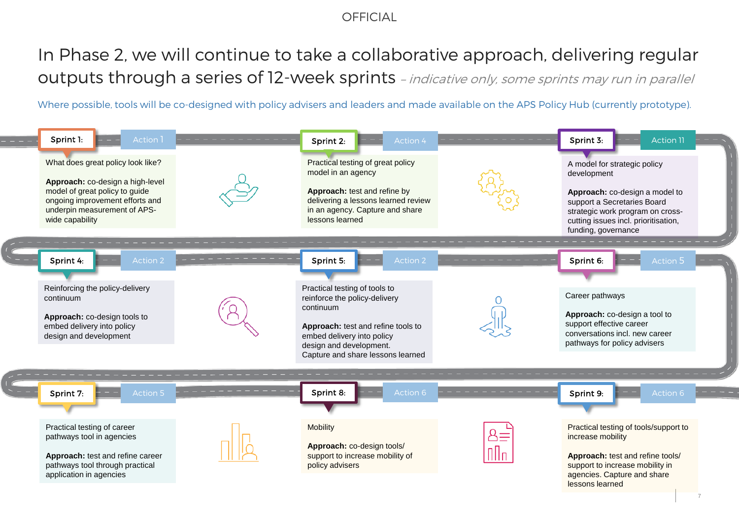# In Phase 2, we will continue to take a collaborative approach, delivering regular outputs through a series of 12-week sprints *– indicative only, some sprints may run in parallel*

Where possible, tools will be co-designed with policy advisers and leaders and made available on the APS Policy Hub (currently prototype).

**Sprint 1:** Action 1

What does great policy look like?

**Approach:** co-design a high-level model of great policy to guide ongoing improvement efforts and underpin measurement of APS-wide capability

**Sprint 2:** Action 4

Practical testing of great policy model in an agency

**Approach:** test and refine by delivering a lessons learned review in an agency. Capture and share lessons learned

**Sprint 3:** Action 11

A model for strategic policy development

**Approach:** co-design a model to support a Secretaries Board strategic work program on cross-cutting issues incl. prioritisation, funding, governance

**Sprint 4:** Action 2

Reinforcing the policy-delivery continuum

**Approach:** co-design tools to embed delivery into policy design and development

**Sprint 5:** Action 2

Practical testing of tools to reinforce the policy-delivery continuum

**Approach:** test and refine tools to embed delivery into policy design and development. Capture and share lessons learned

**Sprint 6:** Action 5

Career pathways

**Approach:** co-design a tool to support effective career conversations incl. new career pathways for policy advisers

**Sprint 7:** Action 5

Practical testing of career pathways tool in agencies

**Approach:** test and refine career pathways tool through practical application in agencies

**Sprint 8:** Action 6

Mobility

**Approach:** co-design tools/ support to increase mobility of policy advisers

**Sprint 9:** Action 6

Practical testing of tools/support to increase mobility

**Approach:** test and refine tools/ support to increase mobility in agencies. Capture and share lessons learned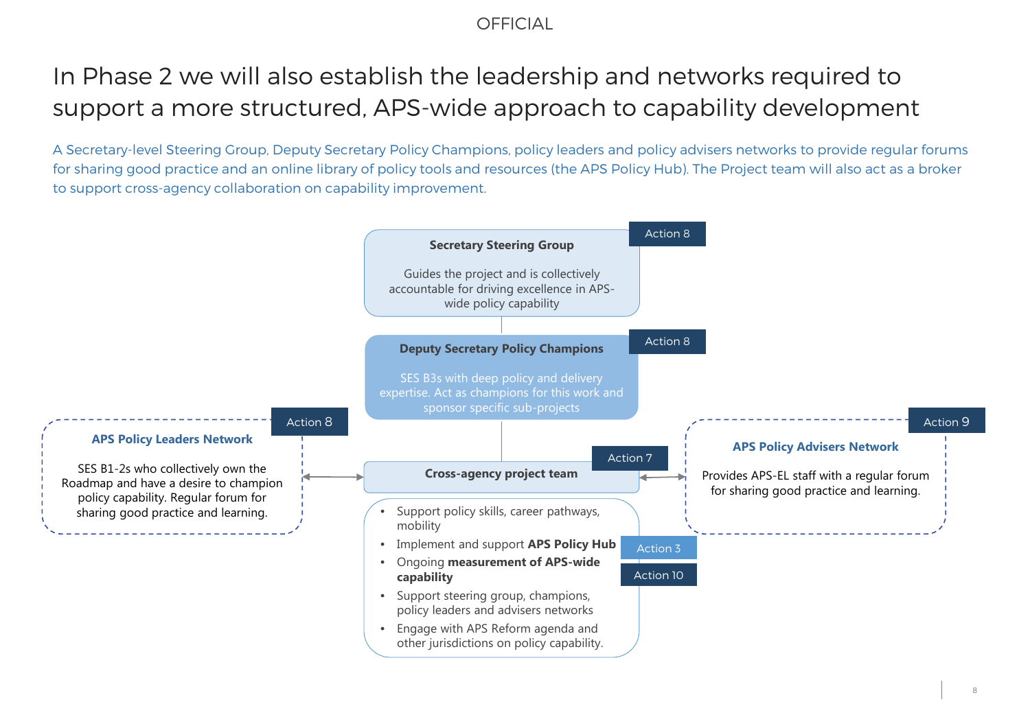# In Phase 2 we will also establish the leadership and networks required to support a more structured, APS-wide approach to capability development

A Secretary-level Steering Group, Deputy Secretary Policy Champions, policy leaders and policy advisers networks to provide regular forums for sharing good practice and an online library of policy tools and resources (the APS Policy Hub). The Project team will also act as a broker to support cross-agency collaboration on capability improvement.

**Secretary Steering Group** (Action 8)

Guides the project and is collectively accountable for driving excellence in APS-wide policy capability

**Deputy Secretary Policy Champions** (Action 8)

SES B3s with deep policy and delivery expertise. Act as champions for this work and sponsor specific sub-projects

**APS Policy Leaders Network** (Action 8)

SES B1-2s who collectively own the Roadmap and have a desire to champion policy capability. Regular forum for sharing good practice and learning.

**Cross-agency project team** (Action 7)

- Support policy skills, career pathways, mobility
- Implement and support **APS Policy Hub** (Action 3)
- Ongoing **measurement of APS-wide capability** (Action 10)
- Support steering group, champions, policy leaders and advisers networks
- Engage with APS Reform agenda and other jurisdictions on policy capability.

**APS Policy Advisers Network** (Action 9)

Provides APS-EL staff with a regular forum for sharing good practice and learning.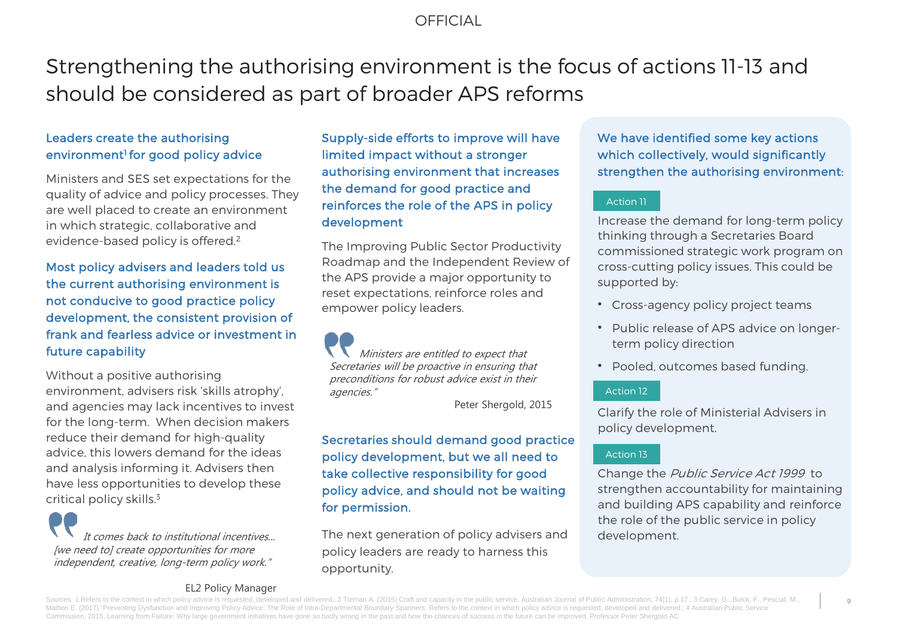OFFICIAL

# Strengthening the authorising environment is the focus of actions 11-13 and should be considered as part of broader APS reforms

### Leaders create the authorising environment[1] for good policy advice

Ministers and SES set expectations for the quality of advice and policy processes. They are well placed to create an environment in which strategic, collaborative and evidence-based policy is offered.[2]

### Most policy advisers and leaders told us the current authorising environment is not conducive to good practice policy development, the consistent provision of frank and fearless advice or investment in future capability

Without a positive authorising environment, advisers risk 'skills atrophy', and agencies may lack incentives to invest for the long-term. When decision makers reduce their demand for high-quality advice, this lowers demand for the ideas and analysis informing it. Advisers then have less opportunities to develop these critical policy skills.[3]

> *It comes back to institutional incentives… [we need to] create opportunities for more independent, creative, long-term policy work."*
>
> EL2 Policy Manager

### Supply-side efforts to improve will have limited impact without a stronger authorising environment that increases the demand for good practice and reinforces the role of the APS in policy development

The Improving Public Sector Productivity Roadmap and the Independent Review of the APS provide a major opportunity to reset expectations, reinforce roles and empower policy leaders.

> *Ministers are entitled to expect that Secretaries will be proactive in ensuring that preconditions for robust advice exist in their agencies."*
>
> Peter Shergold, 2015

### Secretaries should demand good practice policy development, but we all need to take collective responsibility for good policy advice, and should not be waiting for permission.

The next generation of policy advisers and policy leaders are ready to harness this opportunity.

### We have identified some key actions which collectively, would significantly strengthen the authorising environment:

**Action 11**

Increase the demand for long-term policy thinking through a Secretaries Board commissioned strategic work program on cross-cutting policy issues. This could be supported by:

- Cross-agency policy project teams
- Public release of APS advice on longer-term policy direction
- Pooled, outcomes based funding.

**Action 12**

Clarify the role of Ministerial Advisers in policy development.

**Action 13**

Change the *Public Service Act 1999* to strengthen accountability for maintaining and building APS capability and reinforce the role of the public service in policy development.

Sources: 1 Refers to the context in which policy advice is requested, developed and delivered.; 2 Tiernan A. (2015) Craft and capacity in the public service. Australian Journal of Public Administration, 74(1), p.17.; 3 Carey, G., Buick, F., Pescud, M., Malbon E. (2017) "Preventing Dysfunction and Improving Policy Advice: The Role of Intra-Departmental Boundary Spanners. Refers to the context in which policy advice is requested, developed and delivered.; 4 Australian Public Service Commission, 2015, Learning from Failure: Why large government initiatives have gone so badly wrong in the past and how the chances of success in the future can be improved, Professor Peter Shergold AC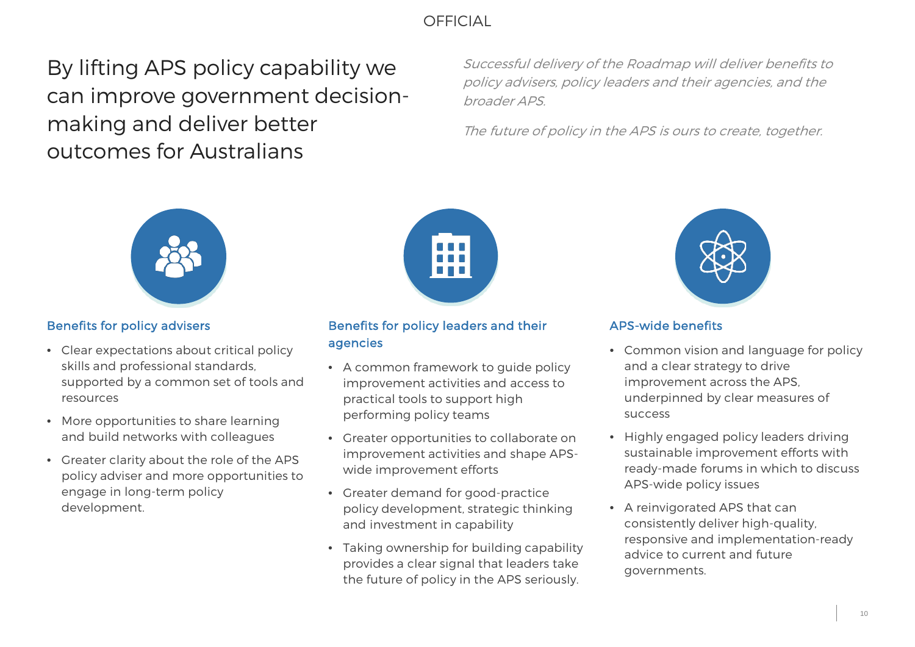# By lifting APS policy capability we can improve government decision-making and deliver better outcomes for Australians

*Successful delivery of the Roadmap will deliver benefits to policy advisers, policy leaders and their agencies, and the broader APS.*

*The future of policy in the APS is ours to create, together.*

### Benefits for policy advisers

- Clear expectations about critical policy skills and professional standards, supported by a common set of tools and resources
- More opportunities to share learning and build networks with colleagues
- Greater clarity about the role of the APS policy adviser and more opportunities to engage in long-term policy development.

### Benefits for policy leaders and their agencies

- A common framework to guide policy improvement activities and access to practical tools to support high performing policy teams
- Greater opportunities to collaborate on improvement activities and shape APS-wide improvement efforts
- Greater demand for good-practice policy development, strategic thinking and investment in capability
- Taking ownership for building capability provides a clear signal that leaders take the future of policy in the APS seriously.

### APS-wide benefits

- Common vision and language for policy and a clear strategy to drive improvement across the APS, underpinned by clear measures of success
- Highly engaged policy leaders driving sustainable improvement efforts with ready-made forums in which to discuss APS-wide policy issues
- A reinvigorated APS that can consistently deliver high-quality, responsive and implementation-ready advice to current and future governments.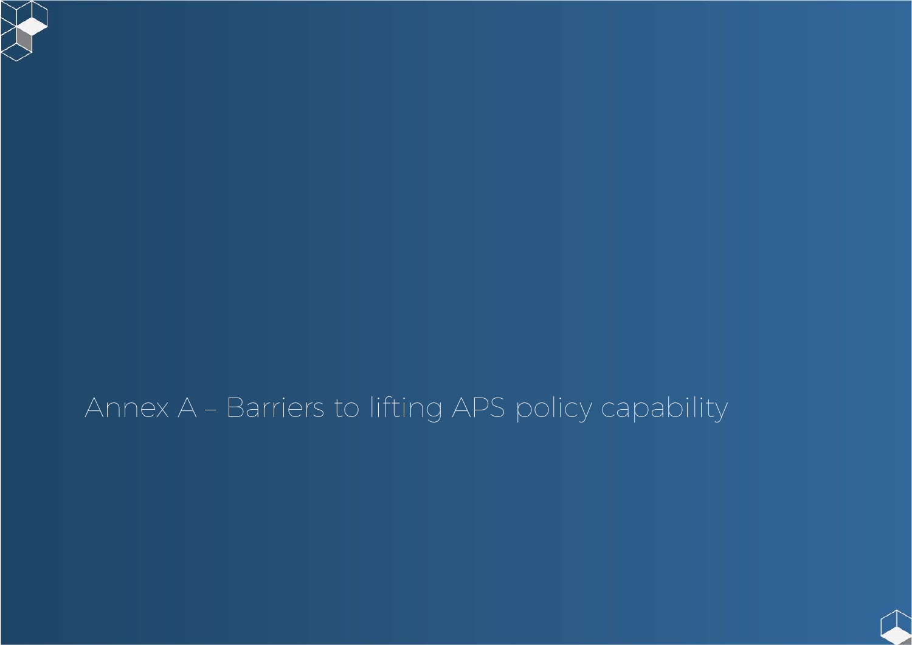# Annex A – Barriers to lifting APS policy capability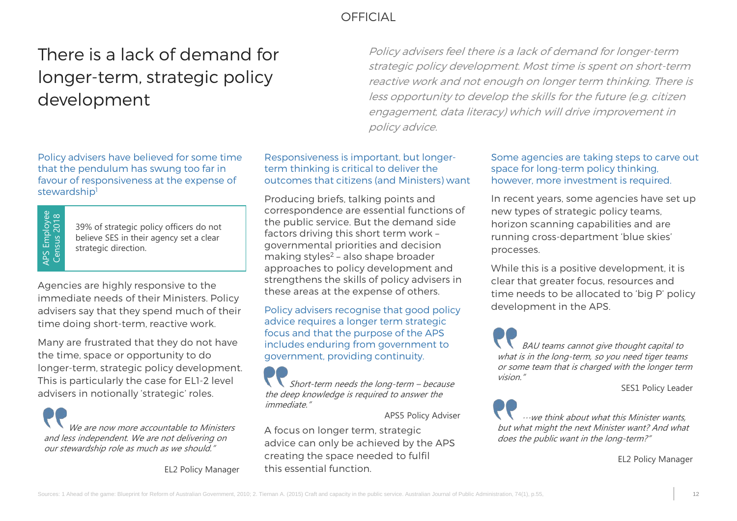# There is a lack of demand for longer-term, strategic policy development

*Policy advisers feel there is a lack of demand for longer-term strategic policy development. Most time is spent on short-term reactive work and not enough on longer term thinking. There is less opportunity to develop the skills for the future (e.g. citizen engagement, data literacy) which will drive improvement in policy advice.*

### Policy advisers have believed for some time that the pendulum has swung too far in favour of responsiveness at the expense of stewardship[1]

**APS Employee Census 2018**

39% of strategic policy officers do not believe SES in their agency set a clear strategic direction.

Agencies are highly responsive to the immediate needs of their Ministers. Policy advisers say that they spend much of their time doing short-term, reactive work.

Many are frustrated that they do not have the time, space or opportunity to do longer-term, strategic policy development. This is particularly the case for EL1-2 level advisers in notionally 'strategic' roles.

> *We are now more accountable to Ministers and less independent. We are not delivering on our stewardship role as much as we should."*
>
> EL2 Policy Manager

### Responsiveness is important, but longer-term thinking is critical to deliver the outcomes that citizens (and Ministers) want

Producing briefs, talking points and correspondence are essential functions of the public service. But the demand side factors driving this short term work – governmental priorities and decision making styles[2] – also shape broader approaches to policy development and strengthens the skills of policy advisers in these areas at the expense of others.

### Policy advisers recognise that good policy advice requires a longer term strategic focus and that the purpose of the APS includes enduring from government to government, providing continuity.

> *Short-term needs the long-term – because the deep knowledge is required to answer the immediate."*
>
> APS5 Policy Adviser

A focus on longer term, strategic advice can only be achieved by the APS creating the space needed to fulfil this essential function.

### Some agencies are taking steps to carve out space for long-term policy thinking, however, more investment is required.

In recent years, some agencies have set up new types of strategic policy teams, horizon scanning capabilities and are running cross-department 'blue skies' processes.

While this is a positive development, it is clear that greater focus, resources and time needs to be allocated to 'big P' policy development in the APS.

> *BAU teams cannot give thought capital to what is in the long-term, so you need tiger teams or some team that is charged with the longer term vision."*
>
> SES1 Policy Leader

> *…we think about what this Minister wants, but what might the next Minister want? And what does the public want in the long-term?"*
>
> EL2 Policy Manager

Sources: 1 Ahead of the game: Blueprint for Reform of Australian Government, 2010; 2. Tiernan A. (2015) Craft and capacity in the public service. Australian Journal of Public Administration, 74(1), p.55,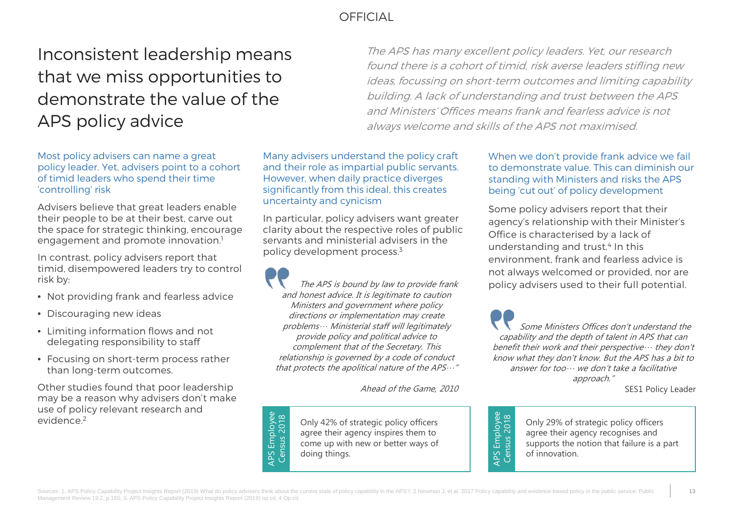# Inconsistent leadership means that we miss opportunities to demonstrate the value of the APS policy advice

*The APS has many excellent policy leaders. Yet, our research found there is a cohort of timid, risk averse leaders stifling new ideas, focussing on short-term outcomes and limiting capability building. A lack of understanding and trust between the APS and Ministers' Offices means frank and fearless advice is not always welcome and skills of the APS not maximised.*

### Most policy advisers can name a great policy leader. Yet, advisers point to a cohort of timid leaders who spend their time 'controlling' risk

Advisers believe that great leaders enable their people to be at their best, carve out the space for strategic thinking, encourage engagement and promote innovation.[1]

In contrast, policy advisers report that timid, disempowered leaders try to control risk by:

- Not providing frank and fearless advice
- Discouraging new ideas
- Limiting information flows and not delegating responsibility to staff
- Focusing on short-term process rather than long-term outcomes.

Other studies found that poor leadership may be a reason why advisers don't make use of policy relevant research and evidence.[2]

### Many advisers understand the policy craft and their role as impartial public servants. However, when daily practice diverges significantly from this ideal, this creates uncertainty and cynicism

In particular, policy advisers want greater clarity about the respective roles of public servants and ministerial advisers in the policy development process.[3]

> *The APS is bound by law to provide frank and honest advice. It is legitimate to caution Ministers and government where policy directions or implementation may create problems… Ministerial staff will legitimately provide policy and political advice to complement that of the Secretary. This relationship is governed by a code of conduct that protects the apolitical nature of the APS…"*
>
> *Ahead of the Game, 2010*

**APS Employee Census 2018**

Only 42% of strategic policy officers agree their agency inspires them to come up with new or better ways of doing things.

### When we don't provide frank advice we fail to demonstrate value. This can diminish our standing with Ministers and risks the APS being 'cut out' of policy development

Some policy advisers report that their agency's relationship with their Minister's Office is characterised by a lack of understanding and trust.[4] In this environment, frank and fearless advice is not always welcomed or provided, nor are policy advisers used to their full potential.

> *Some Ministers Offices don't understand the capability and the depth of talent in APS that can benefit their work and their perspective… they don't know what they don't know. But the APS has a bit to answer for too… we don't take a facilitative approach."*
>
> SES1 Policy Leader

**APS Employee Census 2018**

Only 29% of strategic policy officers agree their agency recognises and supports the notion that failure is a part of innovation.

Sources: 1. APS Policy Capability Project Insights Report (2019) What do policy advisers think about the current state of policy capability in the APS?; 2 Newman J, et al. 2017 Policy capability and evidence-based policy in the public service. Public Management Review 19.2, p.165; 3. APS Policy Capability Project Insights Report (2019) op cit. 4 Op cit.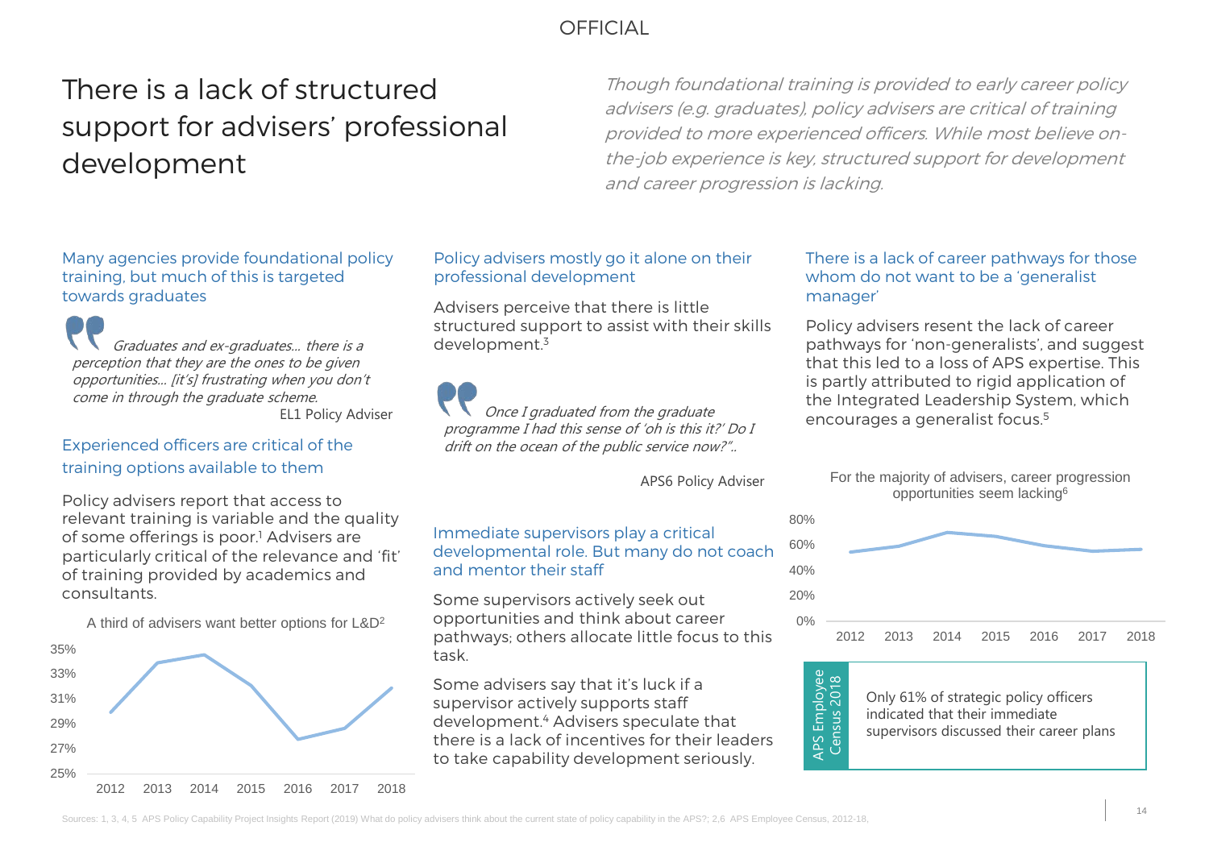# There is a lack of structured support for advisers' professional development

*Though foundational training is provided to early career policy advisers (e.g. graduates), policy advisers are critical of training provided to more experienced officers. While most believe on-the-job experience is key, structured support for development and career progression is lacking.*

### Many agencies provide foundational policy training, but much of this is targeted towards graduates

> *Graduates and ex-graduates… there is a perception that they are the ones to be given opportunities… [it's] frustrating when you don't come in through the graduate scheme.*
>
> EL1 Policy Adviser

### Experienced officers are critical of the training options available to them

Policy advisers report that access to relevant training is variable and the quality of some offerings is poor.[1] Advisers are particularly critical of the relevance and 'fit' of training provided by academics and consultants.

A third of advisers want better options for L&D[2]

| Year | 2012 | 2013 | 2014 | 2015 | 2016 | 2017 | 2018 |
|---|---|---|---|---|---|---|---|
| % | ~30% | ~34% | ~34.5% | ~32% | ~28% | ~28.5% | ~32% |

### Policy advisers mostly go it alone on their professional development

Advisers perceive that there is little structured support to assist with their skills development.[3]

> *Once I graduated from the graduate programme I had this sense of 'oh is this it?' Do I drift on the ocean of the public service now?"..*
>
> APS6 Policy Adviser

### Immediate supervisors play a critical developmental role. But many do not coach and mentor their staff

Some supervisors actively seek out opportunities and think about career pathways; others allocate little focus to this task.

Some advisers say that it's luck if a supervisor actively supports staff development.[4] Advisers speculate that there is a lack of incentives for their leaders to take capability development seriously.

### There is a lack of career pathways for those whom do not want to be a 'generalist manager'

Policy advisers resent the lack of career pathways for 'non-generalists', and suggest that this led to a loss of APS expertise. This is partly attributed to rigid application of the Integrated Leadership System, which encourages a generalist focus.[5]

For the majority of advisers, career progression opportunities seem lacking[6]

| Year | 2012 | 2013 | 2014 | 2015 | 2016 | 2017 | 2018 |
|---|---|---|---|---|---|---|---|
| % | ~55% | ~59% | ~70% | ~67% | ~60% | ~56% | ~57% |

**APS Employee Census 2018**

Only 61% of strategic policy officers indicated that their immediate supervisors discussed their career plans

Sources: 1, 3, 4, 5 APS Policy Capability Project Insights Report (2019) What do policy advisers think about the current state of policy capability in the APS?; 2,6 APS Employee Census, 2012-18.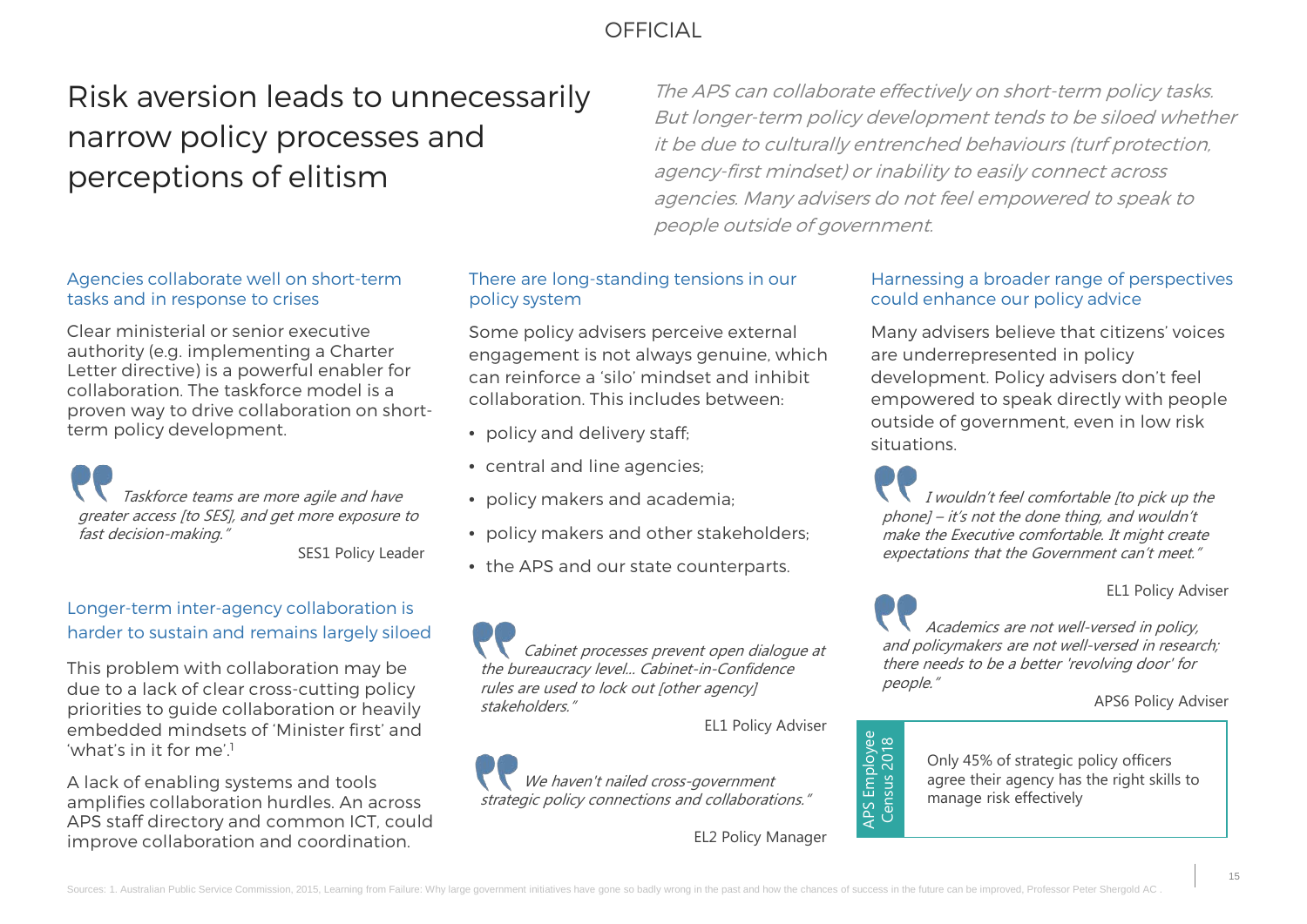# Risk aversion leads to unnecessarily narrow policy processes and perceptions of elitism

*The APS can collaborate effectively on short-term policy tasks. But longer-term policy development tends to be siloed whether it be due to culturally entrenched behaviours (turf protection, agency-first mindset) or inability to easily connect across agencies. Many advisers do not feel empowered to speak to people outside of government.*

### Agencies collaborate well on short-term tasks and in response to crises

Clear ministerial or senior executive authority (e.g. implementing a Charter Letter directive) is a powerful enabler for collaboration. The taskforce model is a proven way to drive collaboration on short-term policy development.

> *Taskforce teams are more agile and have greater access [to SES], and get more exposure to fast decision-making."*
>
> SES1 Policy Leader

### Longer-term inter-agency collaboration is harder to sustain and remains largely siloed

This problem with collaboration may be due to a lack of clear cross-cutting policy priorities to guide collaboration or heavily embedded mindsets of 'Minister first' and 'what's in it for me'.[1]

A lack of enabling systems and tools amplifies collaboration hurdles. An across APS staff directory and common ICT, could improve collaboration and coordination.

### There are long-standing tensions in our policy system

Some policy advisers perceive external engagement is not always genuine, which can reinforce a 'silo' mindset and inhibit collaboration. This includes between:

- policy and delivery staff;
- central and line agencies;
- policy makers and academia;
- policy makers and other stakeholders;
- the APS and our state counterparts.

> *Cabinet processes prevent open dialogue at the bureaucracy level… Cabinet-in-Confidence rules are used to lock out [other agency] stakeholders."*
>
> EL1 Policy Adviser

> *We haven't nailed cross-government strategic policy connections and collaborations."*
>
> EL2 Policy Manager

### Harnessing a broader range of perspectives could enhance our policy advice

Many advisers believe that citizens' voices are underrepresented in policy development. Policy advisers don't feel empowered to speak directly with people outside of government, even in low risk situations.

> *I wouldn't feel comfortable [to pick up the phone] – it's not the done thing, and wouldn't make the Executive comfortable. It might create expectations that the Government can't meet."*
>
> EL1 Policy Adviser

> *Academics are not well-versed in policy, and policymakers are not well-versed in research; there needs to be a better 'revolving door' for people."*
>
> APS6 Policy Adviser

**APS Employee Census 2018**

Only 45% of strategic policy officers agree their agency has the right skills to manage risk effectively

Sources: 1. Australian Public Service Commission, 2015, Learning from Failure: Why large government initiatives have gone so badly wrong in the past and how the chances of success in the future can be improved, Professor Peter Shergold AC .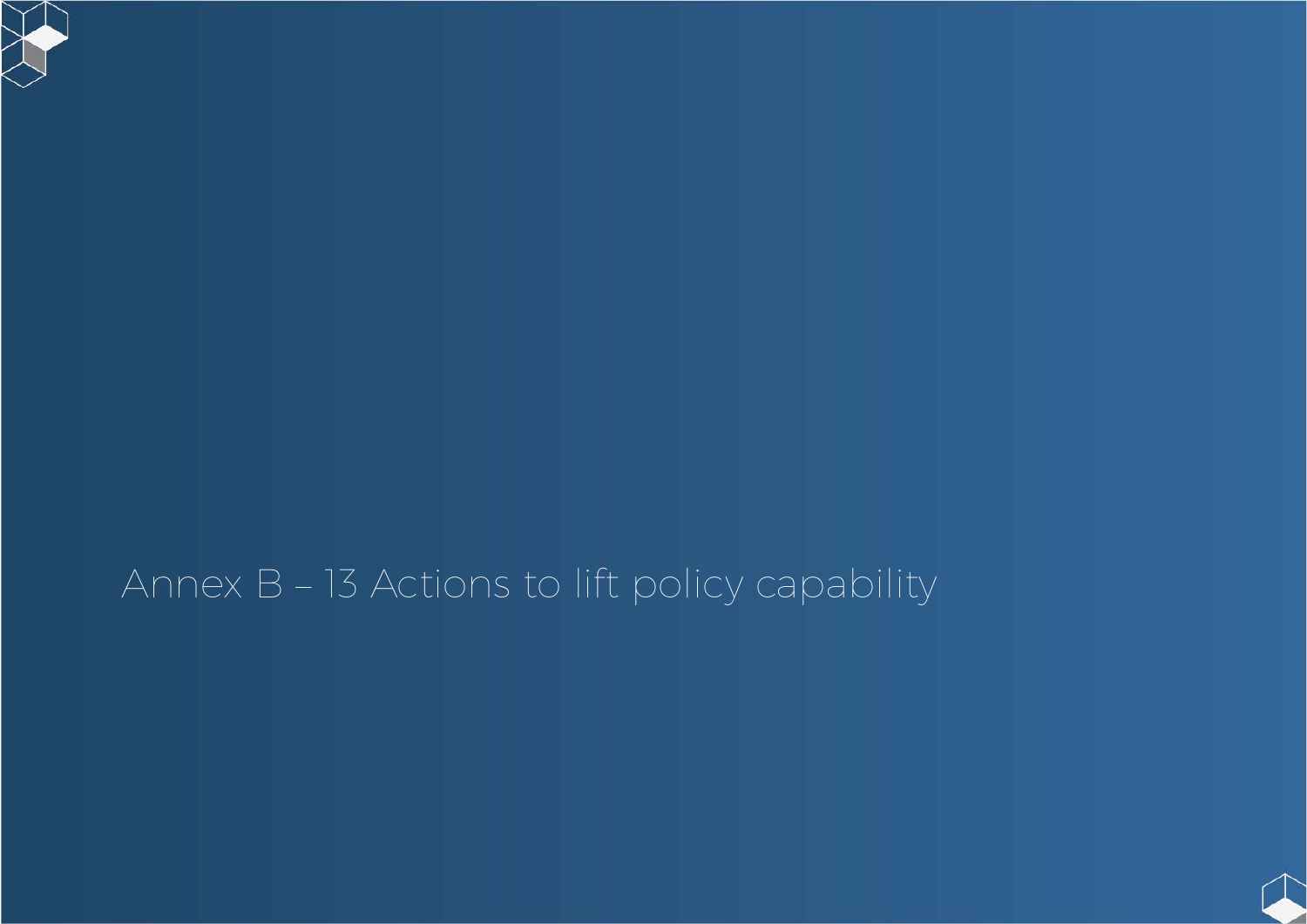# Annex B – 13 Actions to lift policy capability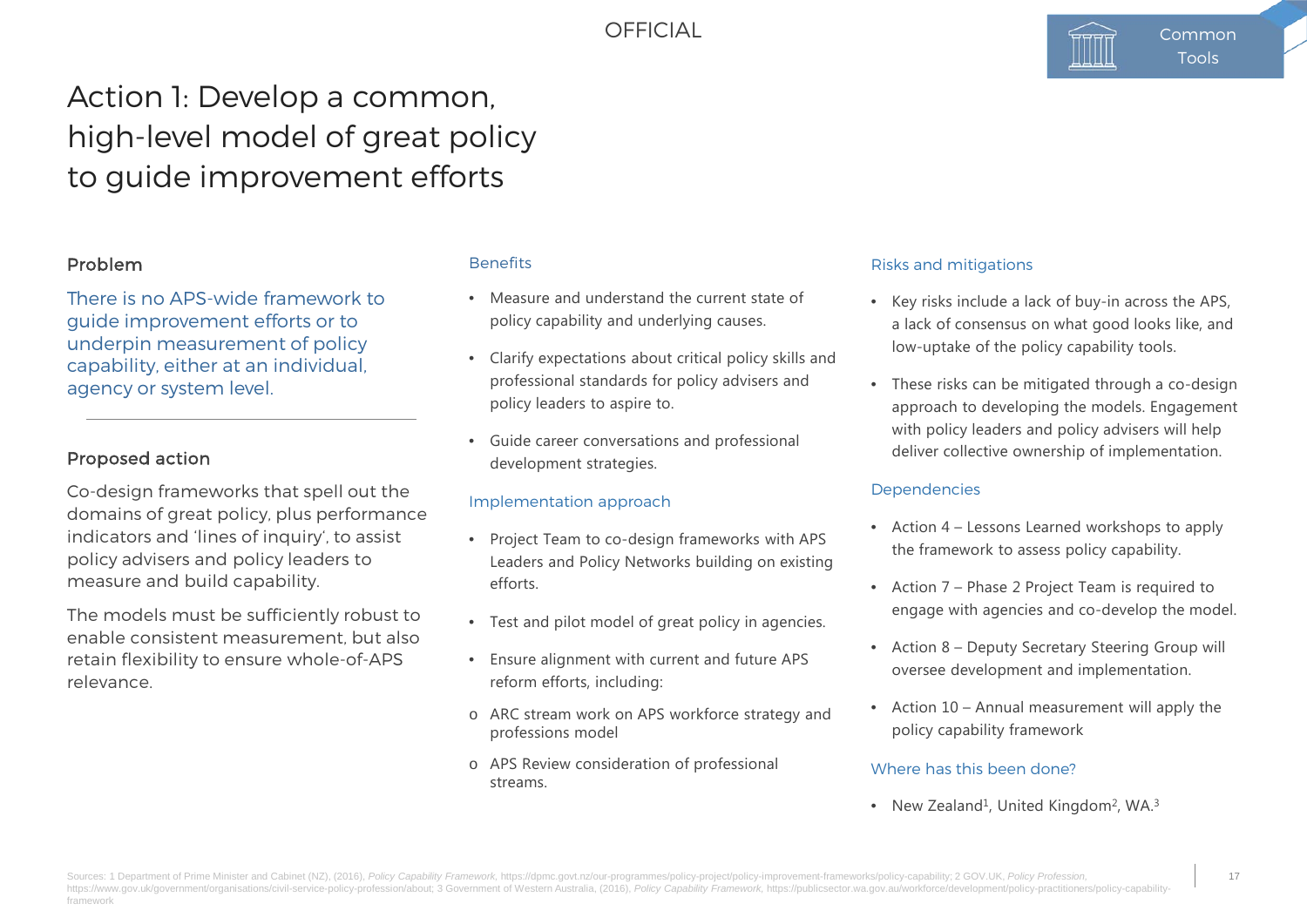# Action 1: Develop a common, high-level model of great policy to guide improvement efforts

## Problem

There is no APS-wide framework to guide improvement efforts or to underpin measurement of policy capability, either at an individual, agency or system level.

## Proposed action

Co-design frameworks that spell out the domains of great policy, plus performance indicators and 'lines of inquiry', to assist policy advisers and policy leaders to measure and build capability.

The models must be sufficiently robust to enable consistent measurement, but also retain flexibility to ensure whole-of-APS relevance.

### Benefits

- Measure and understand the current state of policy capability and underlying causes.
- Clarify expectations about critical policy skills and professional standards for policy advisers and policy leaders to aspire to.
- Guide career conversations and professional development strategies.

### Implementation approach

- Project Team to co-design frameworks with APS Leaders and Policy Networks building on existing efforts.
- Test and pilot model of great policy in agencies.
- Ensure alignment with current and future APS reform efforts, including:
  - ARC stream work on APS workforce strategy and professions model
  - APS Review consideration of professional streams.

### Risks and mitigations

- Key risks include a lack of buy-in across the APS, a lack of consensus on what good looks like, and low-uptake of the policy capability tools.
- These risks can be mitigated through a co-design approach to developing the models. Engagement with policy leaders and policy advisers will help deliver collective ownership of implementation.

### Dependencies

- Action 4 – Lessons Learned workshops to apply the framework to assess policy capability.
- Action 7 – Phase 2 Project Team is required to engage with agencies and co-develop the model.
- Action 8 – Deputy Secretary Steering Group will oversee development and implementation.
- Action 10 – Annual measurement will apply the policy capability framework

### Where has this been done?

- New Zealand[1], United Kingdom[2], WA.[3]

Sources: 1 Department of Prime Minister and Cabinet (NZ), (2016), *Policy Capability Framework*, https://dpmc.govt.nz/our-programmes/policy-project/policy-improvement-frameworks/policy-capability; 2 GOV.UK, *Policy Profession*, https://www.gov.uk/government/organisations/civil-service-policy-profession/about; 3 Government of Western Australia, (2016), *Policy Capability Framework*, https://publicsector.wa.gov.au/workforce/development/policy-practitioners/policy-capability-framework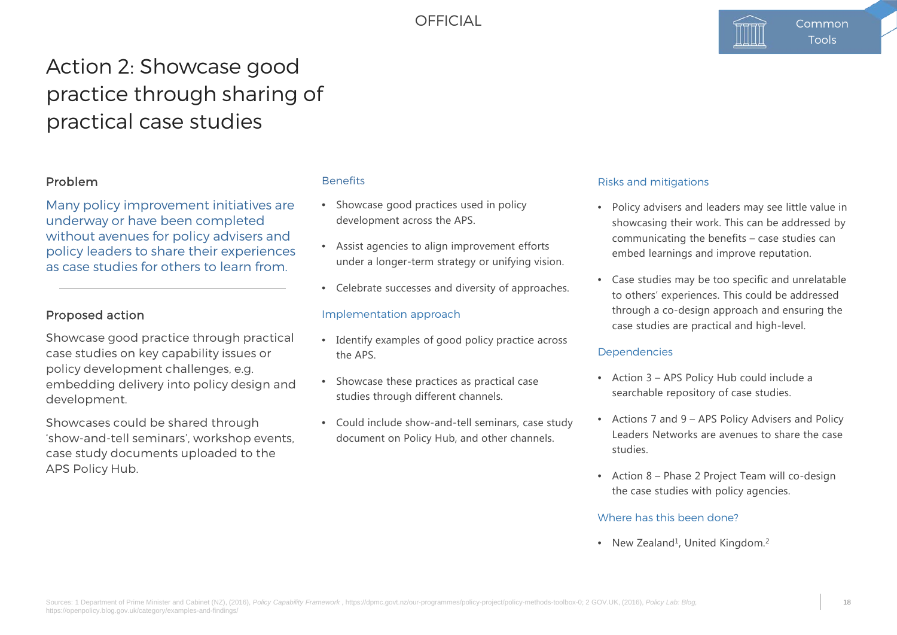# Action 2: Showcase good practice through sharing of practical case studies

### Problem

Many policy improvement initiatives are underway or have been completed without avenues for policy advisers and policy leaders to share their experiences as case studies for others to learn from.

### Proposed action

Showcase good practice through practical case studies on key capability issues or policy development challenges, e.g. embedding delivery into policy design and development.

Showcases could be shared through 'show-and-tell seminars', workshop events, case study documents uploaded to the APS Policy Hub.

### Benefits

- Showcase good practices used in policy development across the APS.
- Assist agencies to align improvement efforts under a longer-term strategy or unifying vision.
- Celebrate successes and diversity of approaches.

### Implementation approach

- Identify examples of good policy practice across the APS.
- Showcase these practices as practical case studies through different channels.
- Could include show-and-tell seminars, case study document on Policy Hub, and other channels.

### Risks and mitigations

- Policy advisers and leaders may see little value in showcasing their work. This can be addressed by communicating the benefits – case studies can embed learnings and improve reputation.
- Case studies may be too specific and unrelatable to others' experiences. This could be addressed through a co-design approach and ensuring the case studies are practical and high-level.

### Dependencies

- Action 3 – APS Policy Hub could include a searchable repository of case studies.
- Actions 7 and 9 – APS Policy Advisers and Policy Leaders Networks are avenues to share the case studies.
- Action 8 – Phase 2 Project Team will co-design the case studies with policy agencies.

### Where has this been done?

- New Zealand[1], United Kingdom.[2]

Sources: 1 Department of Prime Minister and Cabinet (NZ), (2016), *Policy Capability Framework* , https://dpmc.govt.nz/our-programmes/policy-project/policy-methods-toolbox-0; 2 GOV.UK, (2016), *Policy Lab: Blog*, https://openpolicy.blog.gov.uk/category/examples-and-findings/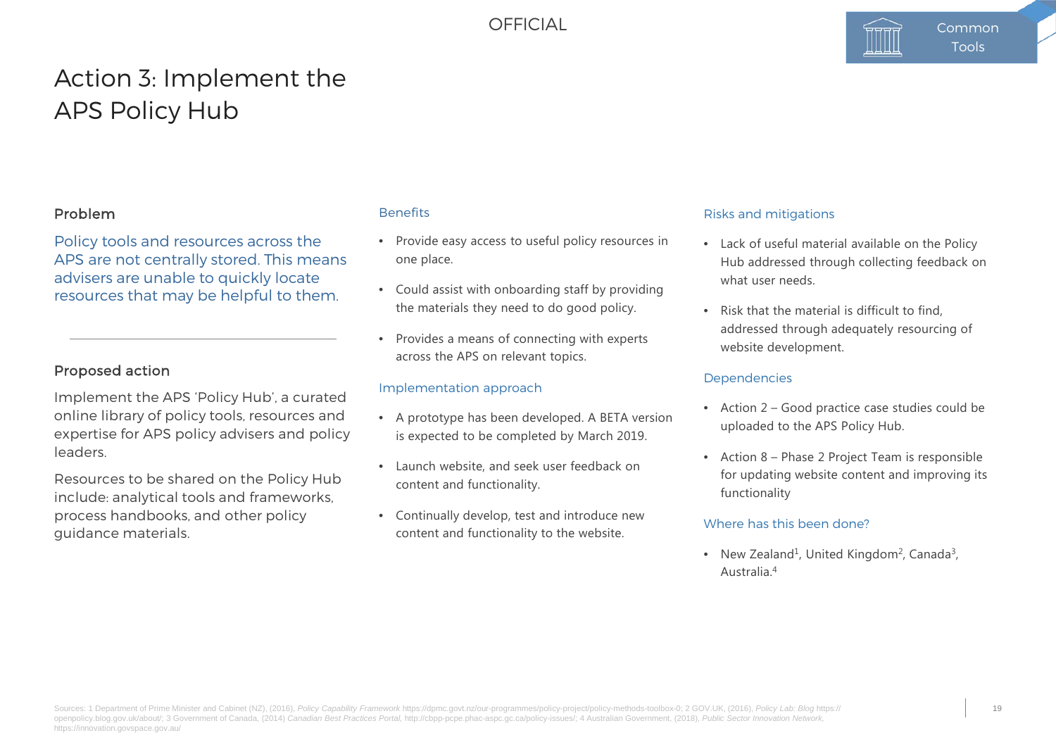# Action 3: Implement the APS Policy Hub

### Problem

Policy tools and resources across the APS are not centrally stored. This means advisers are unable to quickly locate resources that may be helpful to them.

---

### Proposed action

Implement the APS 'Policy Hub', a curated online library of policy tools, resources and expertise for APS policy advisers and policy leaders.

Resources to be shared on the Policy Hub include: analytical tools and frameworks, process handbooks, and other policy guidance materials.

### Benefits

- Provide easy access to useful policy resources in one place.
- Could assist with onboarding staff by providing the materials they need to do good policy.
- Provides a means of connecting with experts across the APS on relevant topics.

### Implementation approach

- A prototype has been developed. A BETA version is expected to be completed by March 2019.
- Launch website, and seek user feedback on content and functionality.
- Continually develop, test and introduce new content and functionality to the website.

### Risks and mitigations

- Lack of useful material available on the Policy Hub addressed through collecting feedback on what user needs.
- Risk that the material is difficult to find, addressed through adequately resourcing of website development.

### Dependencies

- Action 2 – Good practice case studies could be uploaded to the APS Policy Hub.
- Action 8 – Phase 2 Project Team is responsible for updating website content and improving its functionality

### Where has this been done?

- New Zealand[1], United Kingdom[2], Canada[3], Australia.[4]

Sources: 1 Department of Prime Minister and Cabinet (NZ), (2016), *Policy Capability Framework* https://dpmc.govt.nz/our-programmes/policy-project/policy-methods-toolbox-0; 2 GOV.UK, (2016), *Policy Lab: Blog* https://openpolicy.blog.gov.uk/about/; 3 Government of Canada, (2014) *Canadian Best Practices Portal*, http://cbpp-pcpe.phac-aspc.gc.ca/policy-issues/; 4 Australian Government, (2018), *Public Sector Innovation Network*, https://innovation.govspace.gov.au/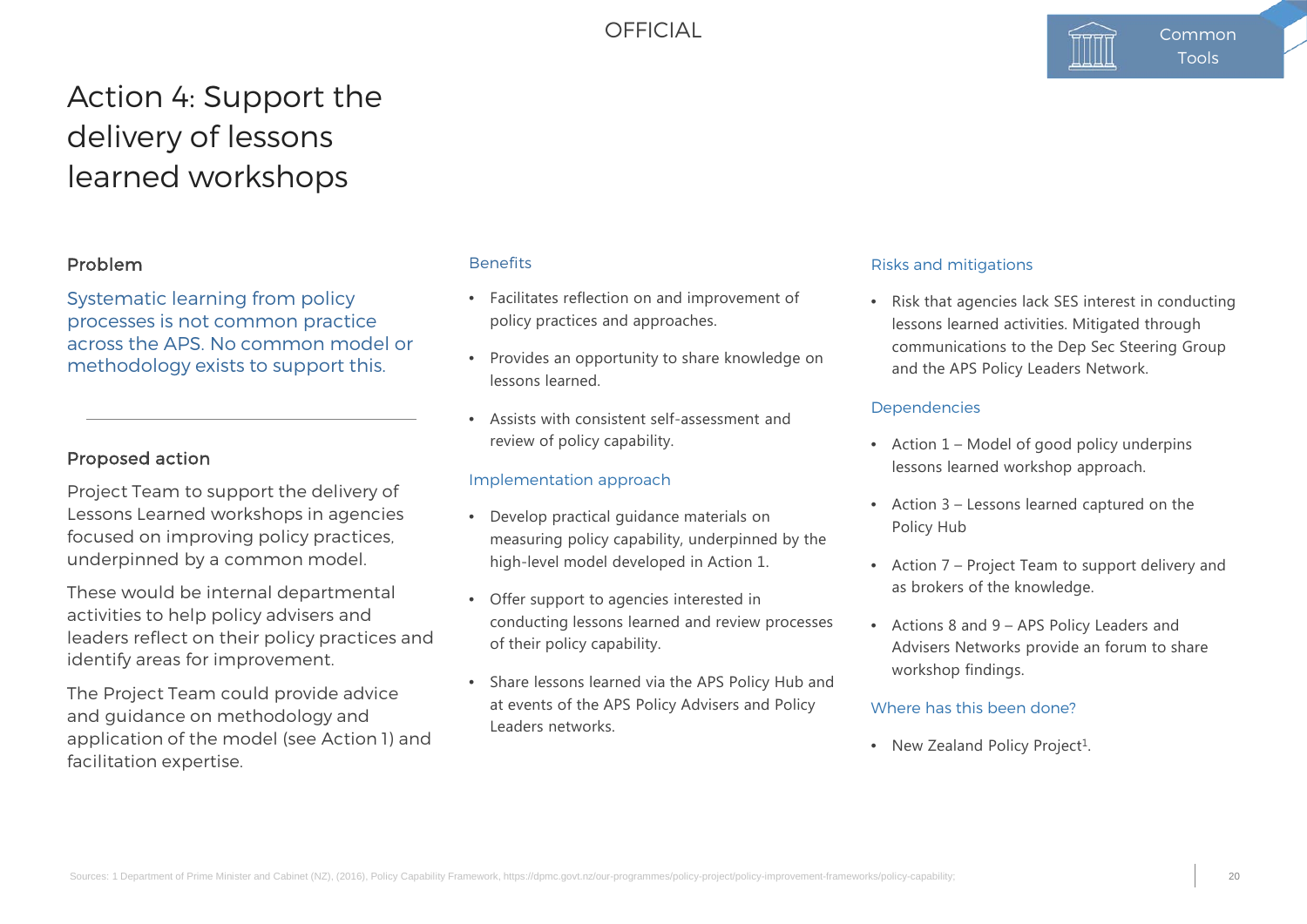# Action 4: Support the delivery of lessons learned workshops

### Problem

Systematic learning from policy processes is not common practice across the APS. No common model or methodology exists to support this.

---

### Proposed action

Project Team to support the delivery of Lessons Learned workshops in agencies focused on improving policy practices, underpinned by a common model.

These would be internal departmental activities to help policy advisers and leaders reflect on their policy practices and identify areas for improvement.

The Project Team could provide advice and guidance on methodology and application of the model (see Action 1) and facilitation expertise.

### Benefits

- Facilitates reflection on and improvement of policy practices and approaches.
- Provides an opportunity to share knowledge on lessons learned.
- Assists with consistent self-assessment and review of policy capability.

### Implementation approach

- Develop practical guidance materials on measuring policy capability, underpinned by the high-level model developed in Action 1.
- Offer support to agencies interested in conducting lessons learned and review processes of their policy capability.
- Share lessons learned via the APS Policy Hub and at events of the APS Policy Advisers and Policy Leaders networks.

### Risks and mitigations

- Risk that agencies lack SES interest in conducting lessons learned activities. Mitigated through communications to the Dep Sec Steering Group and the APS Policy Leaders Network.

### Dependencies

- Action 1 – Model of good policy underpins lessons learned workshop approach.
- Action 3 – Lessons learned captured on the Policy Hub
- Action 7 – Project Team to support delivery and as brokers of the knowledge.
- Actions 8 and 9 – APS Policy Leaders and Advisers Networks provide an forum to share workshop findings.

### Where has this been done?

- New Zealand Policy Project[1].

Sources: 1 Department of Prime Minister and Cabinet (NZ), (2016), Policy Capability Framework, https://dpmc.govt.nz/our-programmes/policy-project/policy-improvement-frameworks/policy-capability;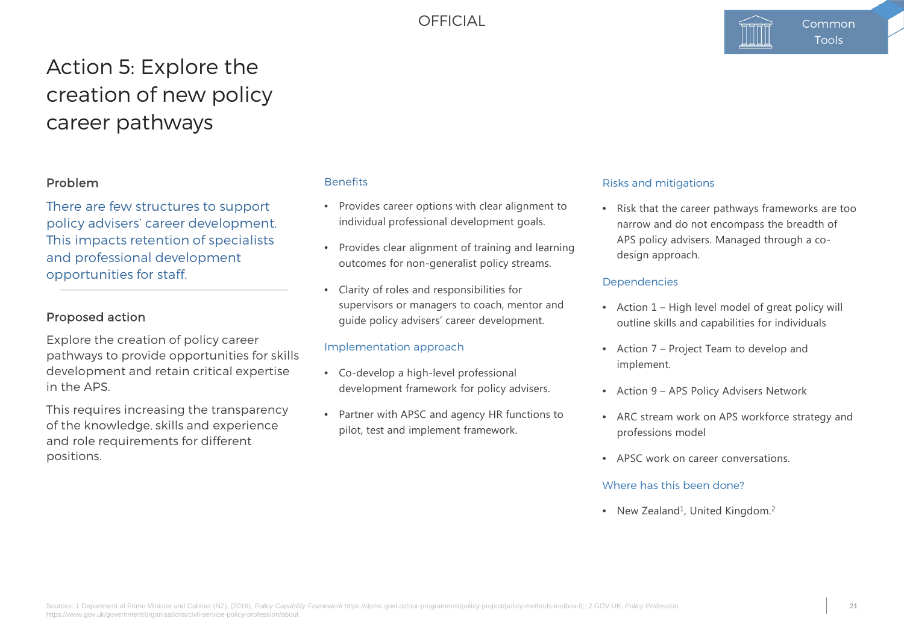# Action 5: Explore the creation of new policy career pathways

## Problem

There are few structures to support policy advisers' career development. This impacts retention of specialists and professional development opportunities for staff.

## Proposed action

Explore the creation of policy career pathways to provide opportunities for skills development and retain critical expertise in the APS.

This requires increasing the transparency of the knowledge, skills and experience and role requirements for different positions.

### Benefits

- Provides career options with clear alignment to individual professional development goals.
- Provides clear alignment of training and learning outcomes for non-generalist policy streams.
- Clarity of roles and responsibilities for supervisors or managers to coach, mentor and guide policy advisers' career development.

### Implementation approach

- Co-develop a high-level professional development framework for policy advisers.
- Partner with APSC and agency HR functions to pilot, test and implement framework.

### Risks and mitigations

- Risk that the career pathways frameworks are too narrow and do not encompass the breadth of APS policy advisers. Managed through a co-design approach.

### Dependencies

- Action 1 – High level model of great policy will outline skills and capabilities for individuals
- Action 7 – Project Team to develop and implement.
- Action 9 – APS Policy Advisers Network
- ARC stream work on APS workforce strategy and professions model
- APSC work on career conversations.

### Where has this been done?

- New Zealand[1], United Kingdom.[2]

Sources: 1 Department of Prime Minister and Cabinet (NZ), (2016), *Policy Capability Framework* https://dpmc.govt.nz/our-programmes/policy-project/policy-methods-toolbox-0;; 2 GOV.UK, *Policy Profession,* https://www.gov.uk/government/organisations/civil-service-policy-profession/about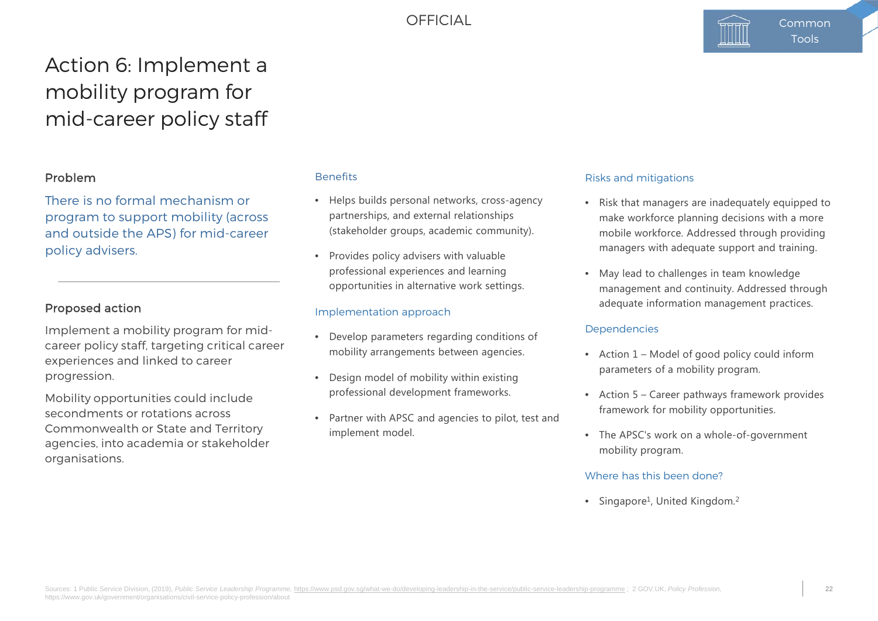# Action 6: Implement a mobility program for mid-career policy staff

### Problem

There is no formal mechanism or program to support mobility (across and outside the APS) for mid-career policy advisers.

### Proposed action

Implement a mobility program for mid-career policy staff, targeting critical career experiences and linked to career progression.

Mobility opportunities could include secondments or rotations across Commonwealth or State and Territory agencies, into academia or stakeholder organisations.

### Benefits

- Helps builds personal networks, cross-agency partnerships, and external relationships (stakeholder groups, academic community).
- Provides policy advisers with valuable professional experiences and learning opportunities in alternative work settings.

### Implementation approach

- Develop parameters regarding conditions of mobility arrangements between agencies.
- Design model of mobility within existing professional development frameworks.
- Partner with APSC and agencies to pilot, test and implement model.

### Risks and mitigations

- Risk that managers are inadequately equipped to make workforce planning decisions with a more mobile workforce. Addressed through providing managers with adequate support and training.
- May lead to challenges in team knowledge management and continuity. Addressed through adequate information management practices.

### Dependencies

- Action 1 – Model of good policy could inform parameters of a mobility program.
- Action 5 – Career pathways framework provides framework for mobility opportunities.
- The APSC's work on a whole-of-government mobility program.

### Where has this been done?

- Singapore[1], United Kingdom.[2]

Sources: 1 Public Service Division, (2019), *Public Service Leadership Programme*, https://www.psd.gov.sg/what-we-do/developing-leadership-in-the-service/public-service-leadership-programme ; 2 GOV.UK, *Policy Profession*, https://www.gov.uk/government/organisations/civil-service-policy-profession/about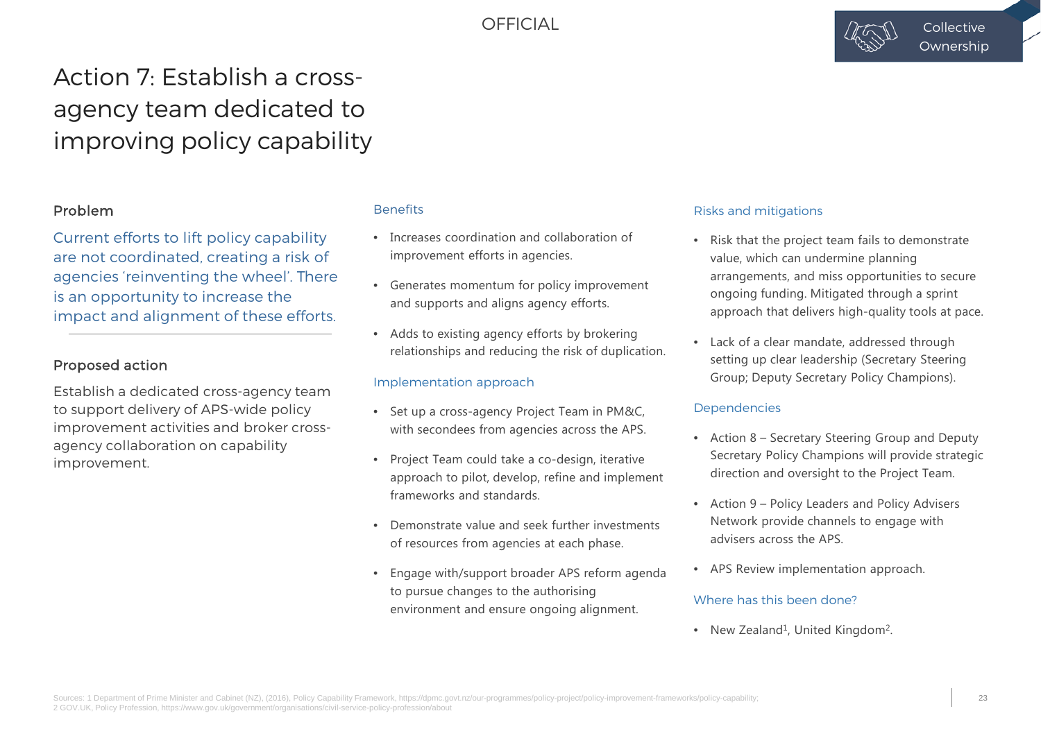OFFICIAL

Collective Ownership

# Action 7: Establish a cross-agency team dedicated to improving policy capability

## Problem

Current efforts to lift policy capability are not coordinated, creating a risk of agencies 'reinventing the wheel'. There is an opportunity to increase the impact and alignment of these efforts.

## Proposed action

Establish a dedicated cross-agency team to support delivery of APS-wide policy improvement activities and broker cross-agency collaboration on capability improvement.

### Benefits

- Increases coordination and collaboration of improvement efforts in agencies.
- Generates momentum for policy improvement and supports and aligns agency efforts.
- Adds to existing agency efforts by brokering relationships and reducing the risk of duplication.

### Implementation approach

- Set up a cross-agency Project Team in PM&C, with secondees from agencies across the APS.
- Project Team could take a co-design, iterative approach to pilot, develop, refine and implement frameworks and standards.
- Demonstrate value and seek further investments of resources from agencies at each phase.
- Engage with/support broader APS reform agenda to pursue changes to the authorising environment and ensure ongoing alignment.

### Risks and mitigations

- Risk that the project team fails to demonstrate value, which can undermine planning arrangements, and miss opportunities to secure ongoing funding. Mitigated through a sprint approach that delivers high-quality tools at pace.
- Lack of a clear mandate, addressed through setting up clear leadership (Secretary Steering Group; Deputy Secretary Policy Champions).

### Dependencies

- Action 8 – Secretary Steering Group and Deputy Secretary Policy Champions will provide strategic direction and oversight to the Project Team.
- Action 9 – Policy Leaders and Policy Advisers Network provide channels to engage with advisers across the APS.
- APS Review implementation approach.

### Where has this been done?

- New Zealand[1], United Kingdom[2].

Sources: 1 Department of Prime Minister and Cabinet (NZ), (2016), Policy Capability Framework, https://dpmc.govt.nz/our-programmes/policy-project/policy-improvement-frameworks/policy-capability; 2 GOV.UK, Policy Profession, https://www.gov.uk/government/organisations/civil-service-policy-profession/about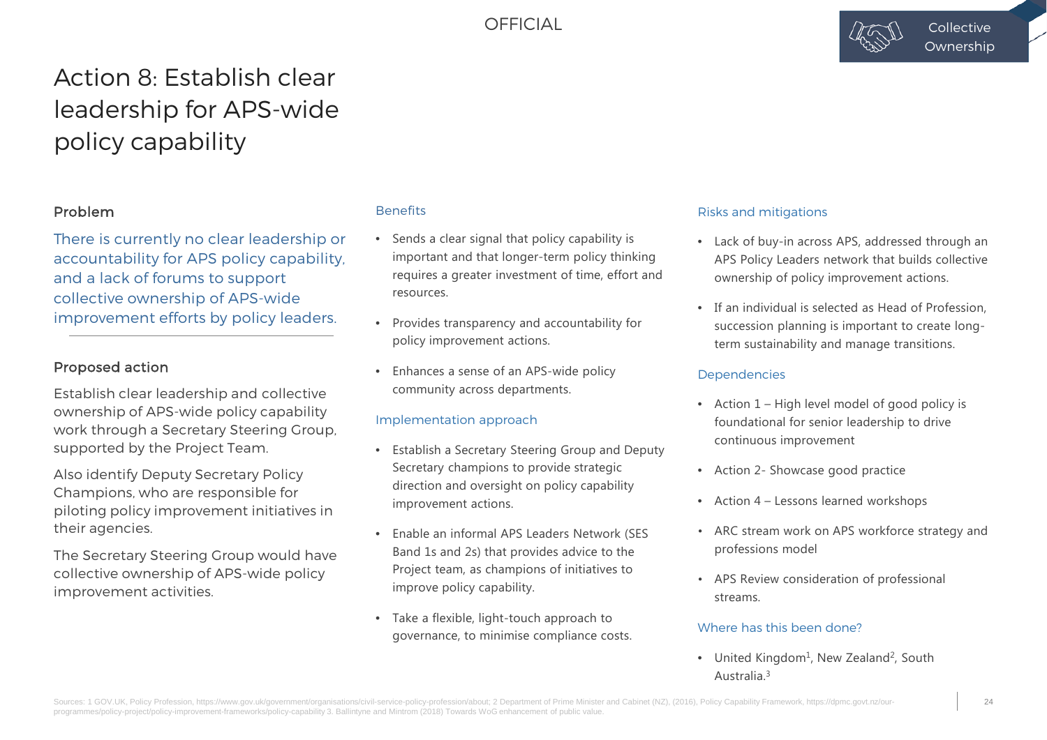OFFICIAL

Collective Ownership

# Action 8: Establish clear leadership for APS-wide policy capability

### Problem

There is currently no clear leadership or accountability for APS policy capability, and a lack of forums to support collective ownership of APS-wide improvement efforts by policy leaders.

### Proposed action

Establish clear leadership and collective ownership of APS-wide policy capability work through a Secretary Steering Group, supported by the Project Team.

Also identify Deputy Secretary Policy Champions, who are responsible for piloting policy improvement initiatives in their agencies.

The Secretary Steering Group would have collective ownership of APS-wide policy improvement activities.

### Benefits

- Sends a clear signal that policy capability is important and that longer-term policy thinking requires a greater investment of time, effort and resources.
- Provides transparency and accountability for policy improvement actions.
- Enhances a sense of an APS-wide policy community across departments.

### Implementation approach

- Establish a Secretary Steering Group and Deputy Secretary champions to provide strategic direction and oversight on policy capability improvement actions.
- Enable an informal APS Leaders Network (SES Band 1s and 2s) that provides advice to the Project team, as champions of initiatives to improve policy capability.
- Take a flexible, light-touch approach to governance, to minimise compliance costs.

### Risks and mitigations

- Lack of buy-in across APS, addressed through an APS Policy Leaders network that builds collective ownership of policy improvement actions.
- If an individual is selected as Head of Profession, succession planning is important to create long-term sustainability and manage transitions.

### Dependencies

- Action 1 – High level model of good policy is foundational for senior leadership to drive continuous improvement
- Action 2- Showcase good practice
- Action 4 – Lessons learned workshops
- ARC stream work on APS workforce strategy and professions model
- APS Review consideration of professional streams.

### Where has this been done?

- United Kingdom[1], New Zealand[2], South Australia.[3]

Sources: 1 GOV.UK, Policy Profession, https://www.gov.uk/government/organisations/civil-service-policy-profession/about; 2 Department of Prime Minister and Cabinet (NZ), (2016), Policy Capability Framework, https://dpmc.govt.nz/our-programmes/policy-project/policy-improvement-frameworks/policy-capability 3. Ballintyne and Mintrom (2018) Towards WoG enhancement of public value.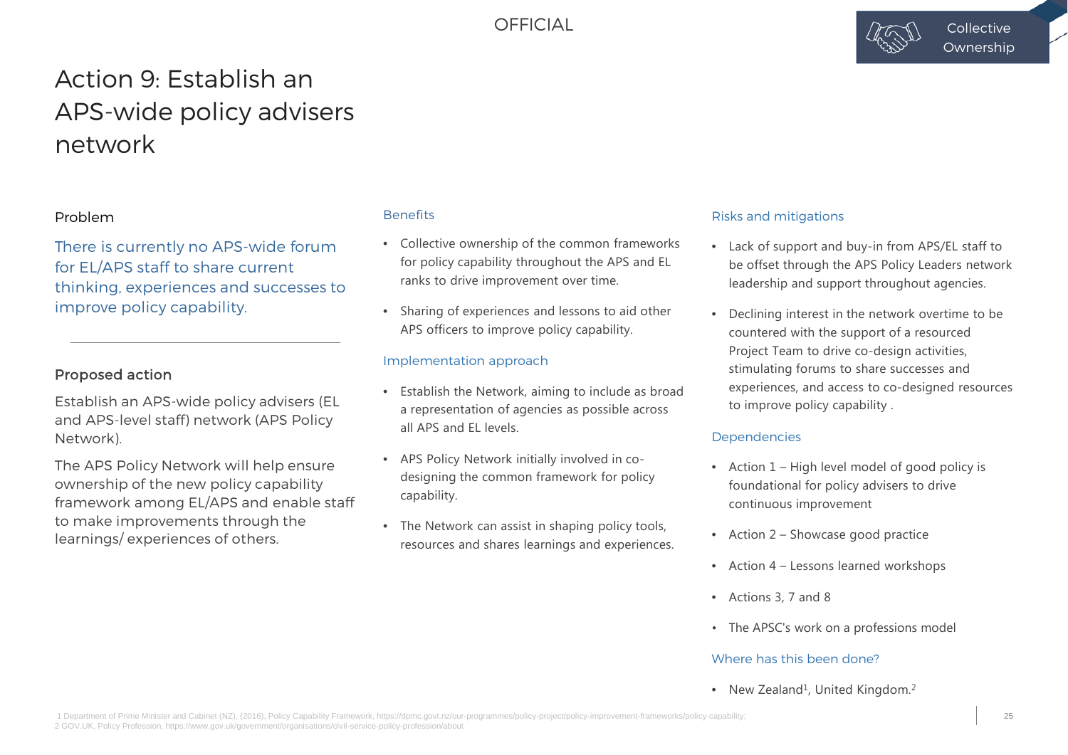OFFICIAL

Collective Ownership

# Action 9: Establish an APS-wide policy advisers network

## Problem

There is currently no APS-wide forum for EL/APS staff to share current thinking, experiences and successes to improve policy capability.

## Proposed action

Establish an APS-wide policy advisers (EL and APS-level staff) network (APS Policy Network).

The APS Policy Network will help ensure ownership of the new policy capability framework among EL/APS and enable staff to make improvements through the learnings/ experiences of others.

### Benefits

- Collective ownership of the common frameworks for policy capability throughout the APS and EL ranks to drive improvement over time.
- Sharing of experiences and lessons to aid other APS officers to improve policy capability.

### Implementation approach

- Establish the Network, aiming to include as broad a representation of agencies as possible across all APS and EL levels.
- APS Policy Network initially involved in co-designing the common framework for policy capability.
- The Network can assist in shaping policy tools, resources and shares learnings and experiences.

### Risks and mitigations

- Lack of support and buy-in from APS/EL staff to be offset through the APS Policy Leaders network leadership and support throughout agencies.
- Declining interest in the network overtime to be countered with the support of a resourced Project Team to drive co-design activities, stimulating forums to share successes and experiences, and access to co-designed resources to improve policy capability .

### Dependencies

- Action 1 – High level model of good policy is foundational for policy advisers to drive continuous improvement
- Action 2 – Showcase good practice
- Action 4 – Lessons learned workshops
- Actions 3, 7 and 8
- The APSC's work on a professions model

### Where has this been done?

- New Zealand[1], United Kingdom.[2]

1 Department of Prime Minister and Cabinet (NZ), (2016), Policy Capability Framework, https://dpmc.govt.nz/our-programmes/policy-project/policy-improvement-frameworks/policy-capability;
2 GOV.UK, Policy Profession, https://www.gov.uk/government/organisations/civil-service-policy-profession/about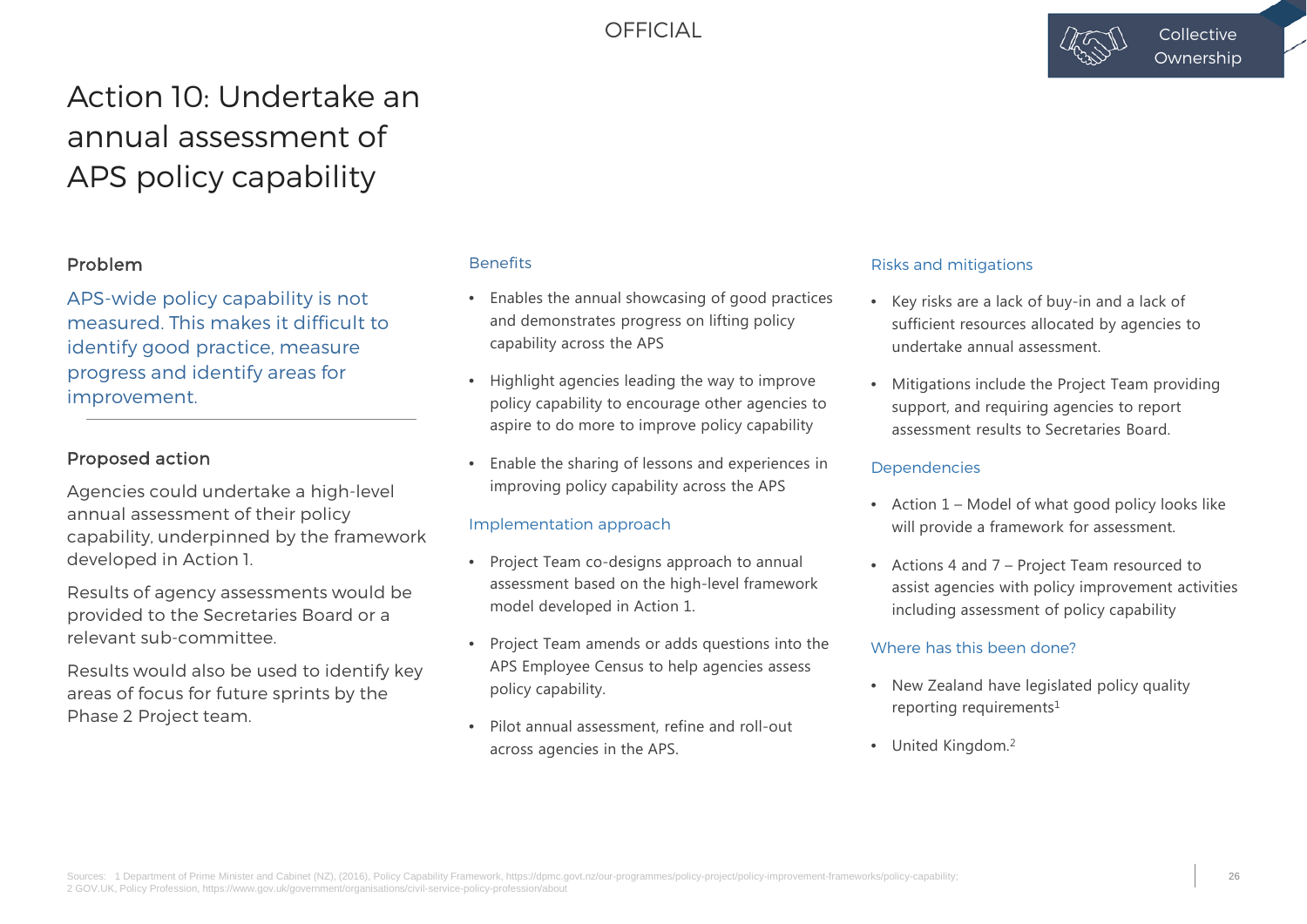# Action 10: Undertake an annual assessment of APS policy capability

Collective Ownership

### Problem

APS-wide policy capability is not measured. This makes it difficult to identify good practice, measure progress and identify areas for improvement.

### Proposed action

Agencies could undertake a high-level annual assessment of their policy capability, underpinned by the framework developed in Action 1.

Results of agency assessments would be provided to the Secretaries Board or a relevant sub-committee.

Results would also be used to identify key areas of focus for future sprints by the Phase 2 Project team.

### Benefits

- Enables the annual showcasing of good practices and demonstrates progress on lifting policy capability across the APS
- Highlight agencies leading the way to improve policy capability to encourage other agencies to aspire to do more to improve policy capability
- Enable the sharing of lessons and experiences in improving policy capability across the APS

### Implementation approach

- Project Team co-designs approach to annual assessment based on the high-level framework model developed in Action 1.
- Project Team amends or adds questions into the APS Employee Census to help agencies assess policy capability.
- Pilot annual assessment, refine and roll-out across agencies in the APS.

### Risks and mitigations

- Key risks are a lack of buy-in and a lack of sufficient resources allocated by agencies to undertake annual assessment.
- Mitigations include the Project Team providing support, and requiring agencies to report assessment results to Secretaries Board.

### Dependencies

- Action 1 – Model of what good policy looks like will provide a framework for assessment.
- Actions 4 and 7 – Project Team resourced to assist agencies with policy improvement activities including assessment of policy capability

### Where has this been done?

- New Zealand have legislated policy quality reporting requirements[1]
- United Kingdom.[2]

Sources: 1 Department of Prime Minister and Cabinet (NZ), (2016), Policy Capability Framework, https://dpmc.govt.nz/our-programmes/policy-project/policy-improvement-frameworks/policy-capability; 2 GOV.UK, Policy Profession, https://www.gov.uk/government/organisations/civil-service-policy-profession/about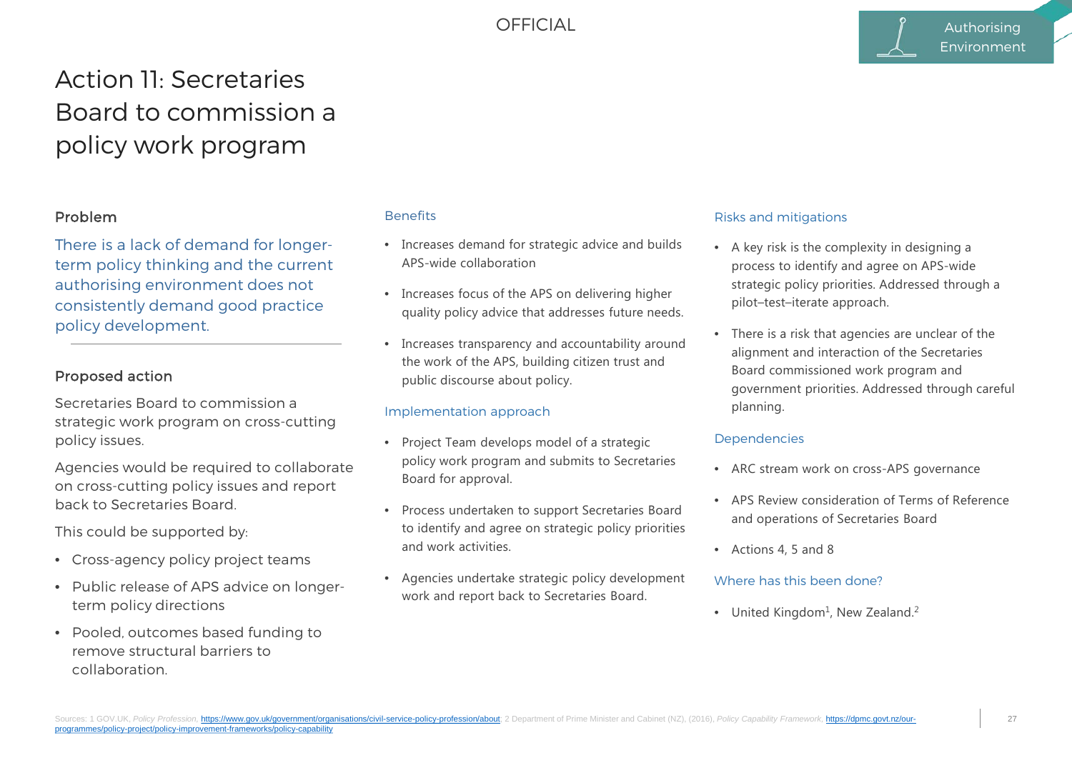OFFICIAL

Authorising Environment

# Action 11: Secretaries Board to commission a policy work program

## Problem

There is a lack of demand for longer-term policy thinking and the current authorising environment does not consistently demand good practice policy development.

## Proposed action

Secretaries Board to commission a strategic work program on cross-cutting policy issues.

Agencies would be required to collaborate on cross-cutting policy issues and report back to Secretaries Board.

This could be supported by:

- Cross-agency policy project teams
- Public release of APS advice on longer-term policy directions
- Pooled, outcomes based funding to remove structural barriers to collaboration.

### Benefits

- Increases demand for strategic advice and builds APS-wide collaboration
- Increases focus of the APS on delivering higher quality policy advice that addresses future needs.
- Increases transparency and accountability around the work of the APS, building citizen trust and public discourse about policy.

### Implementation approach

- Project Team develops model of a strategic policy work program and submits to Secretaries Board for approval.
- Process undertaken to support Secretaries Board to identify and agree on strategic policy priorities and work activities.
- Agencies undertake strategic policy development work and report back to Secretaries Board.

### Risks and mitigations

- A key risk is the complexity in designing a process to identify and agree on APS-wide strategic policy priorities. Addressed through a pilot–test–iterate approach.
- There is a risk that agencies are unclear of the alignment and interaction of the Secretaries Board commissioned work program and government priorities. Addressed through careful planning.

### Dependencies

- ARC stream work on cross-APS governance
- APS Review consideration of Terms of Reference and operations of Secretaries Board
- Actions 4, 5 and 8

### Where has this been done?

- United Kingdom[1], New Zealand.[2]

Sources: 1 GOV.UK, *Policy Profession*, https://www.gov.uk/government/organisations/civil-service-policy-profession/about; 2 Department of Prime Minister and Cabinet (NZ), (2016), *Policy Capability Framework*, https://dpmc.govt.nz/our-programmes/policy-project/policy-improvement-frameworks/policy-capability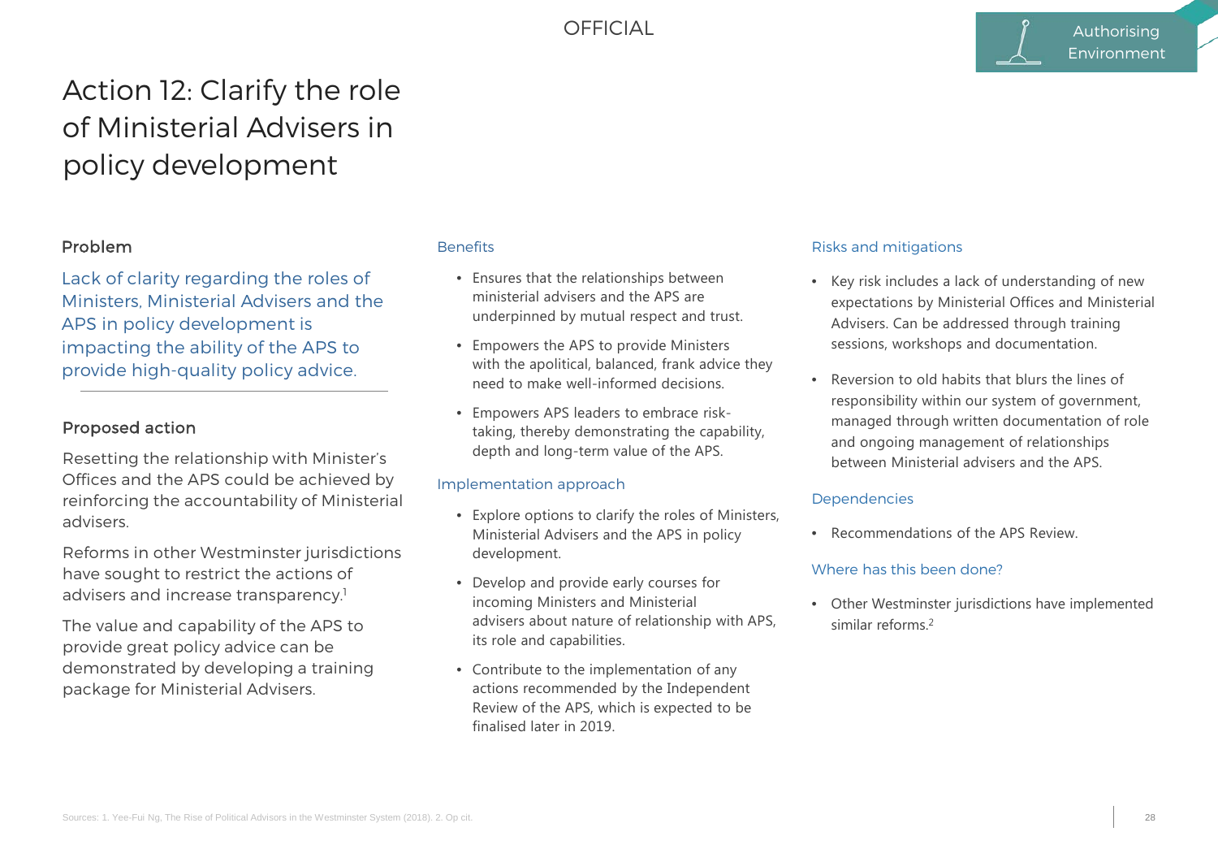# Action 12: Clarify the role of Ministerial Advisers in policy development

Authorising Environment

## Problem

Lack of clarity regarding the roles of Ministers, Ministerial Advisers and the APS in policy development is impacting the ability of the APS to provide high-quality policy advice.

## Proposed action

Resetting the relationship with Minister's Offices and the APS could be achieved by reinforcing the accountability of Ministerial advisers.

Reforms in other Westminster jurisdictions have sought to restrict the actions of advisers and increase transparency.[1]

The value and capability of the APS to provide great policy advice can be demonstrated by developing a training package for Ministerial Advisers.

## Benefits

- Ensures that the relationships between ministerial advisers and the APS are underpinned by mutual respect and trust.
- Empowers the APS to provide Ministers with the apolitical, balanced, frank advice they need to make well-informed decisions.
- Empowers APS leaders to embrace risk-taking, thereby demonstrating the capability, depth and long-term value of the APS.

## Implementation approach

- Explore options to clarify the roles of Ministers, Ministerial Advisers and the APS in policy development.
- Develop and provide early courses for incoming Ministers and Ministerial advisers about nature of relationship with APS, its role and capabilities.
- Contribute to the implementation of any actions recommended by the Independent Review of the APS, which is expected to be finalised later in 2019.

## Risks and mitigations

- Key risk includes a lack of understanding of new expectations by Ministerial Offices and Ministerial Advisers. Can be addressed through training sessions, workshops and documentation.
- Reversion to old habits that blurs the lines of responsibility within our system of government, managed through written documentation of role and ongoing management of relationships between Ministerial advisers and the APS.

## Dependencies

- Recommendations of the APS Review.

## Where has this been done?

- Other Westminster jurisdictions have implemented similar reforms.[2]

Sources: 1. Yee-Fui Ng, The Rise of Political Advisors in the Westminster System (2018). 2. Op cit.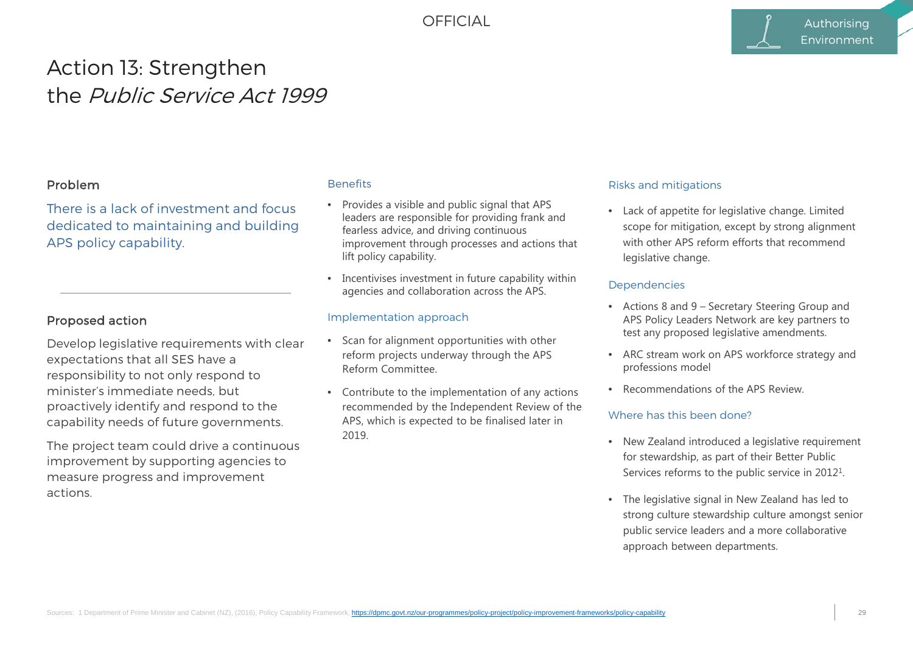OFFICIAL

Authorising Environment

# Action 13: Strengthen the *Public Service Act 1999*

### Problem

There is a lack of investment and focus dedicated to maintaining and building APS policy capability.

### Proposed action

Develop legislative requirements with clear expectations that all SES have a responsibility to not only respond to minister's immediate needs, but proactively identify and respond to the capability needs of future governments.

The project team could drive a continuous improvement by supporting agencies to measure progress and improvement actions.

### Benefits

- Provides a visible and public signal that APS leaders are responsible for providing frank and fearless advice, and driving continuous improvement through processes and actions that lift policy capability.
- Incentivises investment in future capability within agencies and collaboration across the APS.

### Implementation approach

- Scan for alignment opportunities with other reform projects underway through the APS Reform Committee.
- Contribute to the implementation of any actions recommended by the Independent Review of the APS, which is expected to be finalised later in 2019.

### Risks and mitigations

- Lack of appetite for legislative change. Limited scope for mitigation, except by strong alignment with other APS reform efforts that recommend legislative change.

### Dependencies

- Actions 8 and 9 – Secretary Steering Group and APS Policy Leaders Network are key partners to test any proposed legislative amendments.
- ARC stream work on APS workforce strategy and professions model
- Recommendations of the APS Review.

### Where has this been done?

- New Zealand introduced a legislative requirement for stewardship, as part of their Better Public Services reforms to the public service in 2012[1].
- The legislative signal in New Zealand has led to strong culture stewardship culture amongst senior public service leaders and a more collaborative approach between departments.

Sources: 1 Department of Prime Minister and Cabinet (NZ), (2016), Policy Capability Framework, https://dpmc.govt.nz/our-programmes/policy-project/policy-improvement-frameworks/policy-capability